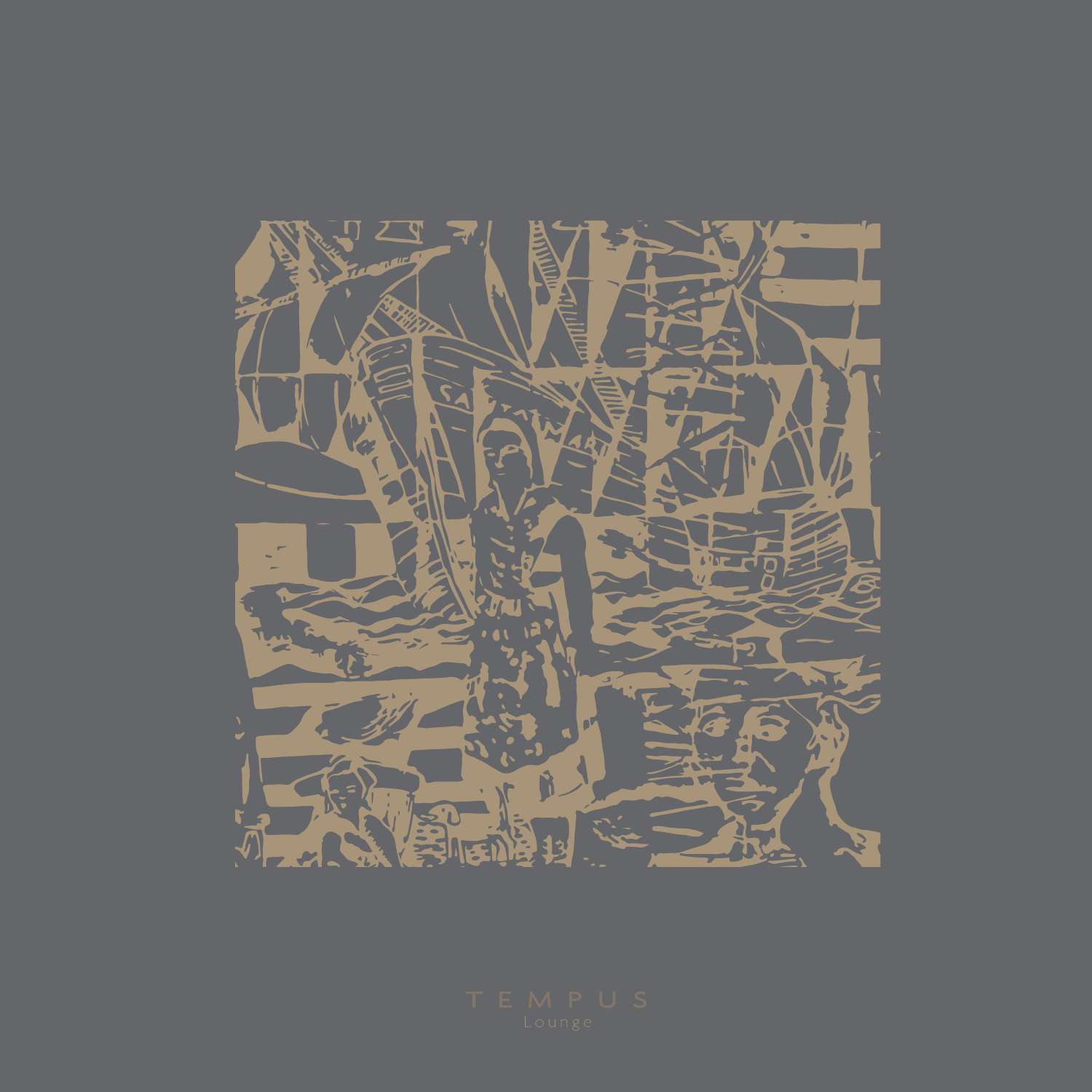# TEMPUS

Lounge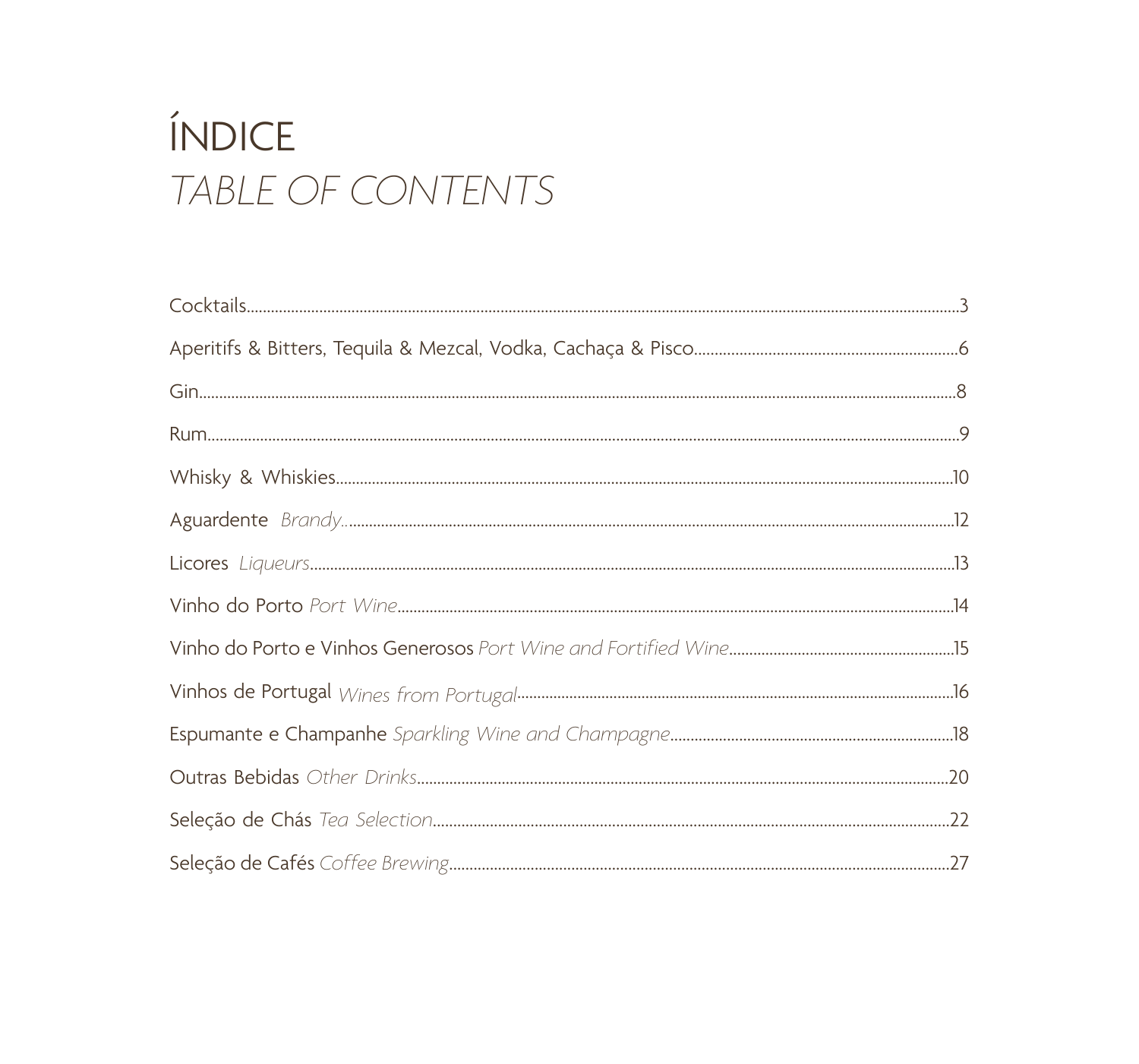# ÍNDICE
## *TABLE OF CONTENTS*

- Cocktails.............................................................3
- Aperitifs & Bitters, Tequila & Mezcal, Vodka, Cachaça & Pisco.............................................................6
- Gin.............................................................8
- Rum.............................................................9
- Whisky & Whiskies.............................................................10
- Aguardente *Brandy*.............................................................12
- Licores *Liqueurs*.............................................................13
- Vinho do Porto *Port Wine*.............................................................14
- Vinho do Porto e Vinhos Generosos *Port Wine and Fortified Wine*.............................................................15
- Vinhos de Portugal *Wines from Portugal*.............................................................16
- Espumante e Champanhe *Sparkling Wine and Champagne*.............................................................18
- Outras Bebidas *Other Drinks*.............................................................20
- Seleção de Chás *Tea Selection*.............................................................22
- Seleção de Cafés *Coffee Brewing*.............................................................27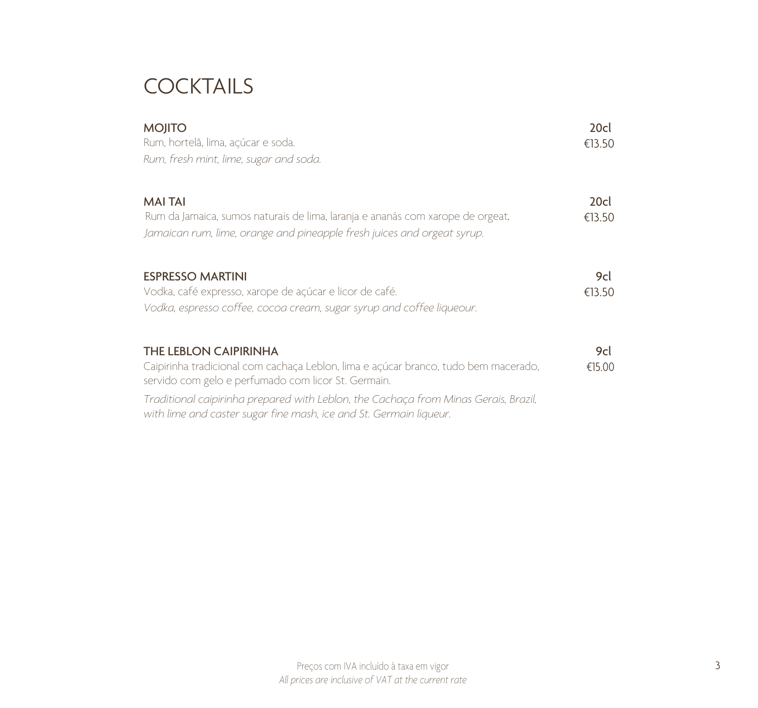# COCKTAILS

**MOJITO** — 20cl — €13.50

Rum, hortelã, lima, açúcar e soda.

*Rum, fresh mint, lime, sugar and soda.*

**MAI TAI** — 20cl — €13.50

Rum da Jamaica, sumos naturais de lima, laranja e ananás com xarope de orgeat.

*Jamaican rum, lime, orange and pineapple fresh juices and orgeat syrup.*

**ESPRESSO MARTINI** — 9cl — €13.50

Vodka, café expresso, xarope de açúcar e licor de café.

*Vodka, espresso coffee, cocoa cream, sugar syrup and coffee liqueour.*

**THE LEBLON CAIPIRINHA** — 9cl — €15.00

Caipirinha tradicional com cachaça Leblon, lima e açúcar branco, tudo bem macerado, servido com gelo e perfumado com licor St. Germain.

*Traditional caipirinha prepared with Leblon, the Cachaça from Minas Gerais, Brazil, with lime and caster sugar fine mash, ice and St. Germain liqueur.*

Preços com IVA incluído à taxa em vigor

*All prices are inclusive of VAT at the current rate*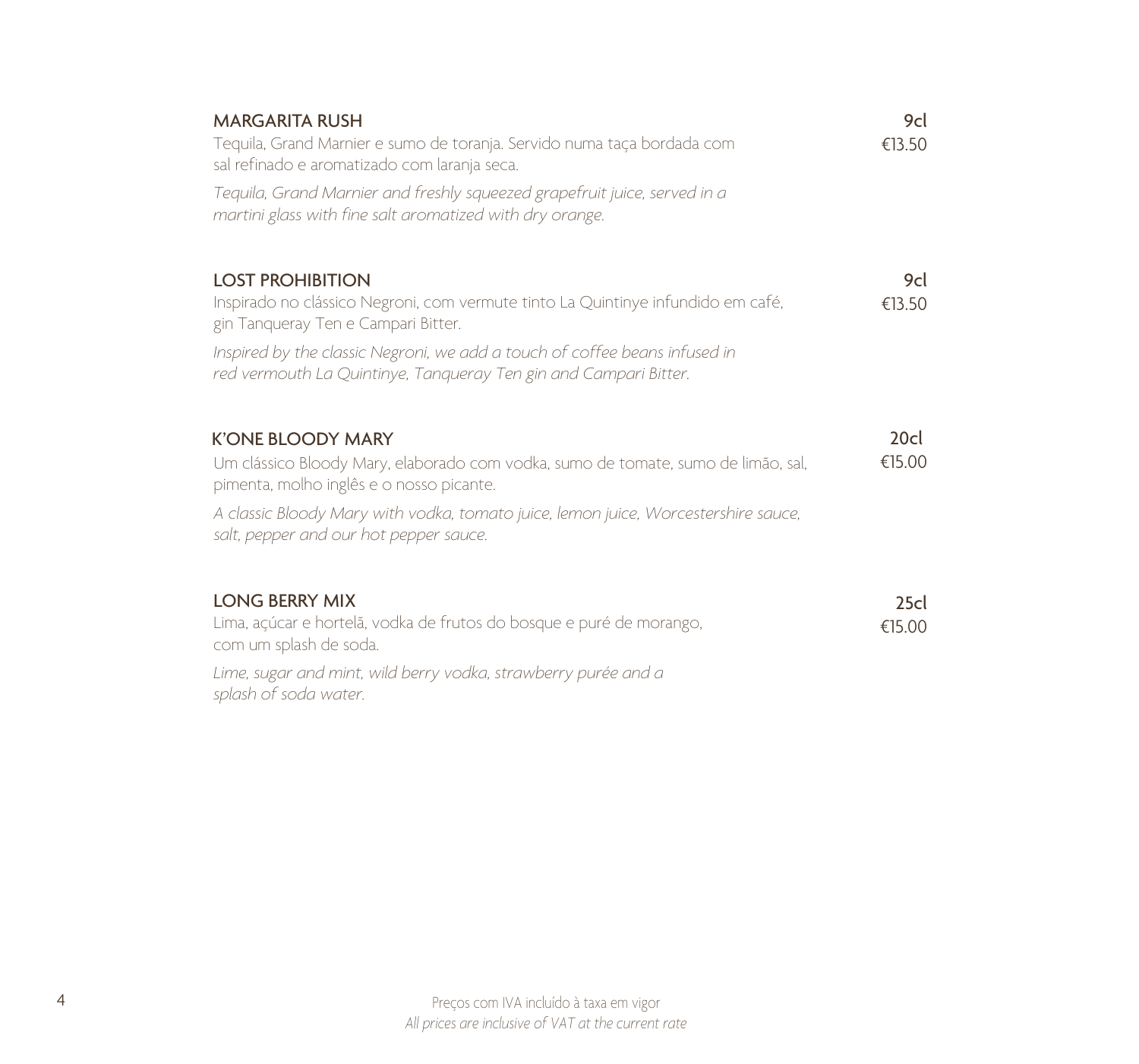### MARGARITA RUSH

9cl
€13.50

Tequila, Grand Marnier e sumo de toranja. Servido numa taça bordada com sal refinado e aromatizado com laranja seca.

*Tequila, Grand Marnier and freshly squeezed grapefruit juice, served in a martini glass with fine salt aromatized with dry orange.*

### LOST PROHIBITION

9cl
€13.50

Inspirado no clássico Negroni, com vermute tinto La Quintinye infundido em café, gin Tanqueray Ten e Campari Bitter.

*Inspired by the classic Negroni, we add a touch of coffee beans infused in red vermouth La Quintinye, Tanqueray Ten gin and Campari Bitter.*

### K'ONE BLOODY MARY

20cl
€15.00

Um clássico Bloody Mary, elaborado com vodka, sumo de tomate, sumo de limão, sal, pimenta, molho inglês e o nosso picante.

*A classic Bloody Mary with vodka, tomato juice, lemon juice, Worcestershire sauce, salt, pepper and our hot pepper sauce.*

### LONG BERRY MIX

25cl
€15.00

Lima, açúcar e hortelã, vodka de frutos do bosque e puré de morango, com um splash de soda.

*Lime, sugar and mint, wild berry vodka, strawberry purée and a splash of soda water.*

Preços com IVA incluído à taxa em vigor
*All prices are inclusive of VAT at the current rate*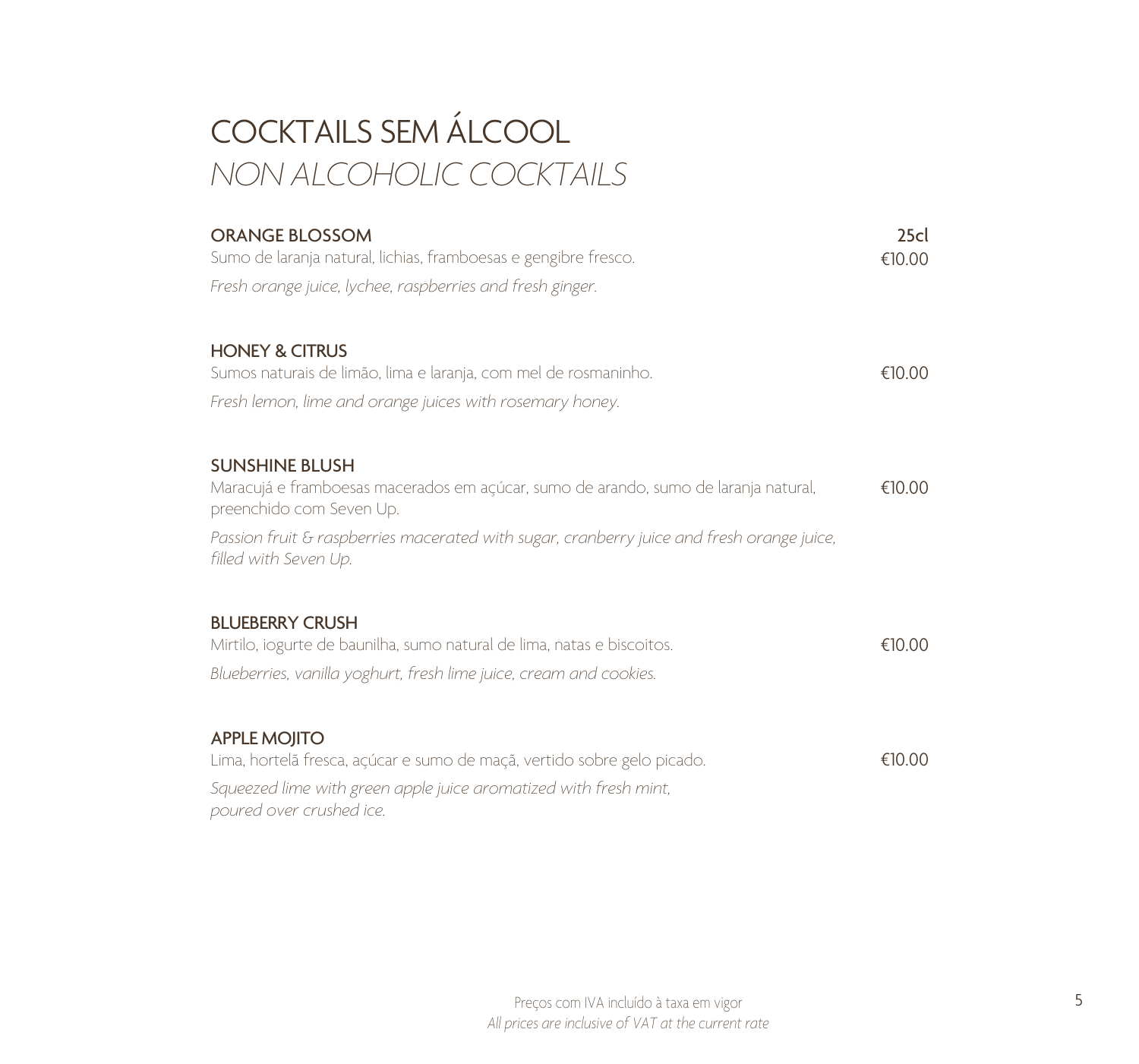# COCKTAILS SEM ÁLCOOL

## *NON ALCOHOLIC COCKTAILS*

**ORANGE BLOSSOM** — **25cl** — €10.00

Sumo de laranja natural, lichias, framboesas e gengibre fresco.

*Fresh orange juice, lychee, raspberries and fresh ginger.*

**HONEY & CITRUS** — €10.00

Sumos naturais de limão, lima e laranja, com mel de rosmaninho.

*Fresh lemon, lime and orange juices with rosemary honey.*

**SUNSHINE BLUSH** — €10.00

Maracujá e framboesas macerados em açúcar, sumo de arando, sumo de laranja natural, preenchido com Seven Up.

*Passion fruit & raspberries macerated with sugar, cranberry juice and fresh orange juice, filled with Seven Up.*

**BLUEBERRY CRUSH** — €10.00

Mirtilo, iogurte de baunilha, sumo natural de lima, natas e biscoitos.

*Blueberries, vanilla yoghurt, fresh lime juice, cream and cookies.*

**APPLE MOJITO** — €10.00

Lima, hortelã fresca, açúcar e sumo de maçã, vertido sobre gelo picado.

*Squeezed lime with green apple juice aromatized with fresh mint, poured over crushed ice.*

Preços com IVA incluído à taxa em vigor
*All prices are inclusive of VAT at the current rate*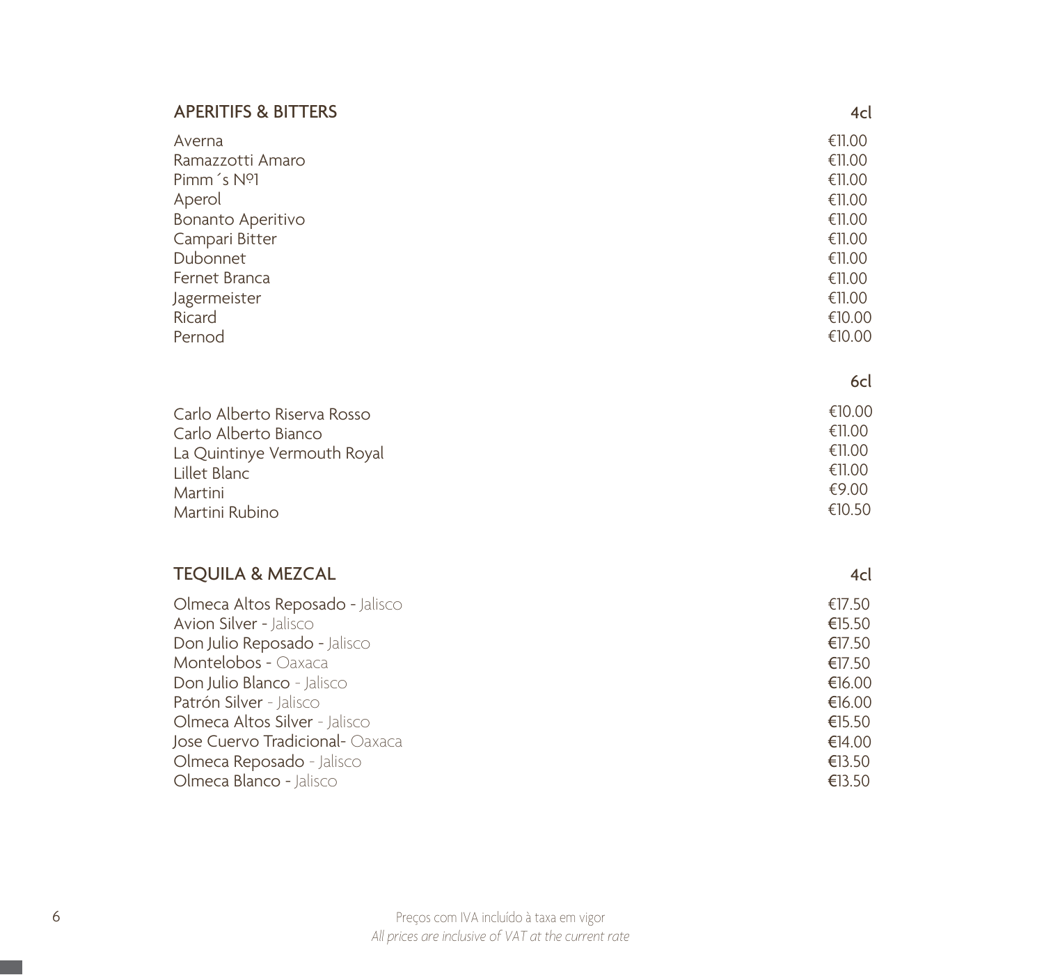## APERITIFS & BITTERS

| | 4cl |
|---|---|
| Averna | €11.00 |
| Ramazzotti Amaro | €11.00 |
| Pimm´s Nº1 | €11.00 |
| Aperol | €11.00 |
| Bonanto Aperitivo | €11.00 |
| Campari Bitter | €11.00 |
| Dubonnet | €11.00 |
| Fernet Branca | €11.00 |
| Jagermeister | €11.00 |
| Ricard | €10.00 |
| Pernod | €10.00 |

| | 6cl |
|---|---|
| Carlo Alberto Riserva Rosso | €10.00 |
| Carlo Alberto Bianco | €11.00 |
| La Quintinye Vermouth Royal | €11.00 |
| Lillet Blanc | €11.00 |
| Martini | €9.00 |
| Martini Rubino | €10.50 |

## TEQUILA & MEZCAL

| | 4cl |
|---|---|
| Olmeca Altos Reposado - Jalisco | €17.50 |
| Avion Silver - Jalisco | €15.50 |
| Don Julio Reposado - Jalisco | €17.50 |
| Montelobos - Oaxaca | €17.50 |
| Don Julio Blanco - Jalisco | €16.00 |
| Patrón Silver - Jalisco | €16.00 |
| Olmeca Altos Silver - Jalisco | €15.50 |
| Jose Cuervo Tradicional- Oaxaca | €14.00 |
| Olmeca Reposado - Jalisco | €13.50 |
| Olmeca Blanco - Jalisco | €13.50 |

Preços com IVA incluído à taxa em vigor
*All prices are inclusive of VAT at the current rate*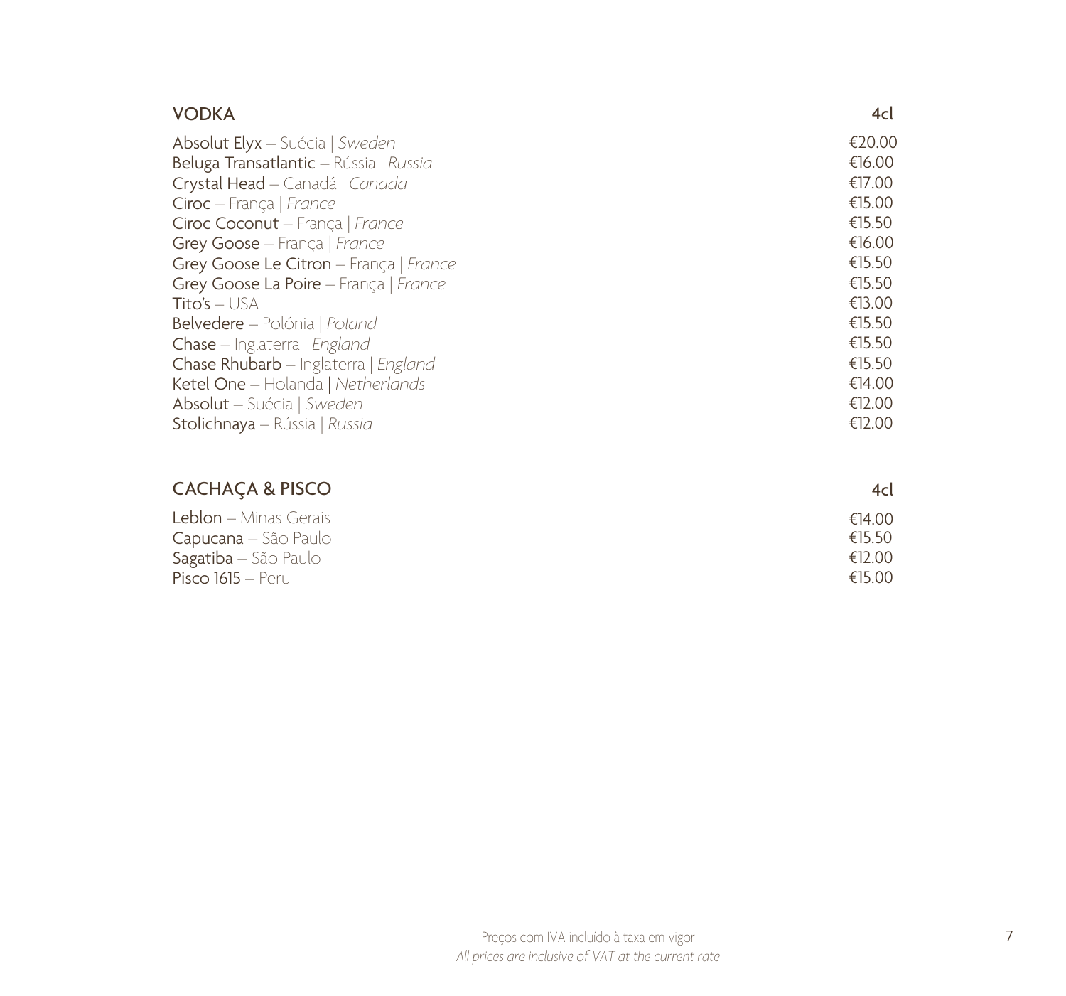## VODKA

| VODKA | 4cl |
|---|---|
| **Absolut Elyx** – Suécia \| *Sweden* | €20.00 |
| **Beluga Transatlantic** – Rússia \| *Russia* | €16.00 |
| **Crystal Head** – Canadá \| *Canada* | €17.00 |
| **Ciroc** – França \| *France* | €15.00 |
| **Ciroc Coconut** – França \| *France* | €15.50 |
| **Grey Goose** – França \| *France* | €16.00 |
| **Grey Goose Le Citron** – França \| *France* | €15.50 |
| **Grey Goose La Poire** – França \| *France* | €15.50 |
| **Tito's** – USA | €13.00 |
| **Belvedere** – Polónia \| *Poland* | €15.50 |
| **Chase** – Inglaterra \| *England* | €15.50 |
| **Chase Rhubarb** – Inglaterra \| *England* | €15.50 |
| **Ketel One** – Holanda \| *Netherlands* | €14.00 |
| **Absolut** – Suécia \| *Sweden* | €12.00 |
| **Stolichnaya** – Rússia \| *Russia* | €12.00 |

## CACHAÇA & PISCO

| CACHAÇA & PISCO | 4cl |
|---|---|
| **Leblon** – Minas Gerais | €14.00 |
| **Capucana** – São Paulo | €15.50 |
| **Sagatiba** – São Paulo | €12.00 |
| **Pisco 1615** – Peru | €15.00 |

Preços com IVA incluído à taxa em vigor
*All prices are inclusive of VAT at the current rate*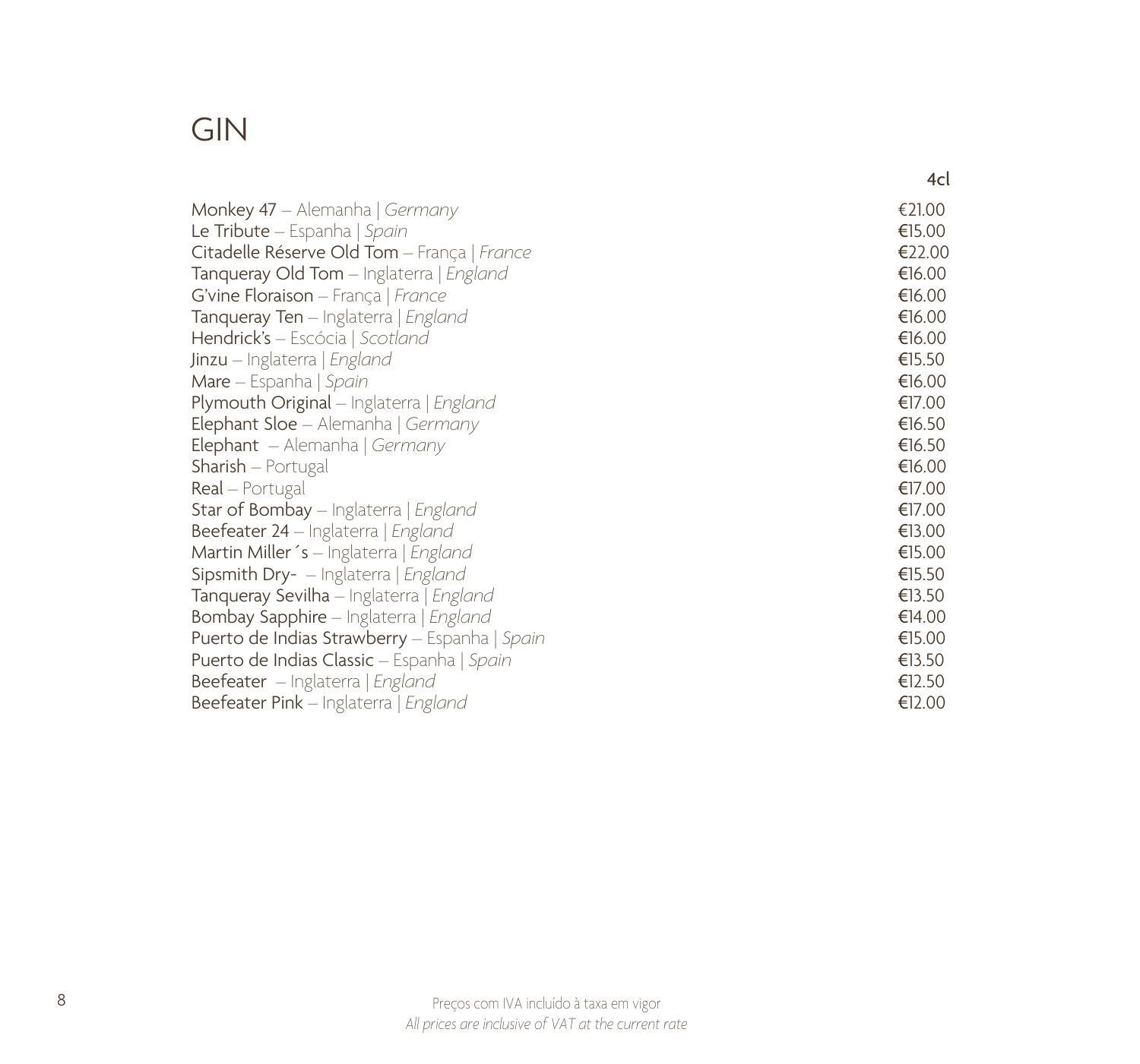# GIN

| | 4cl |
|---|---|
| **Monkey 47** – Alemanha \| *Germany* | €21.00 |
| **Le Tribute** – Espanha \| *Spain* | €15.00 |
| **Citadelle Réserve Old Tom** – França \| *France* | €22.00 |
| **Tanqueray Old Tom** – Inglaterra \| *England* | €16.00 |
| **G'vine Floraison** – França \| *France* | €16.00 |
| **Tanqueray Ten** – Inglaterra \| *England* | €16.00 |
| **Hendrick's** – Escócia \| *Scotland* | €16.00 |
| **Jinzu** – Inglaterra \| *England* | €15.50 |
| **Mare** – Espanha \| *Spain* | €16.00 |
| **Plymouth Original** – Inglaterra \| *England* | €17.00 |
| **Elephant Sloe** – Alemanha \| *Germany* | €16.50 |
| **Elephant** – Alemanha \| *Germany* | €16.50 |
| **Sharish** – Portugal | €16.00 |
| **Real** – Portugal | €17.00 |
| **Star of Bombay** – Inglaterra \| *England* | €17.00 |
| **Beefeater 24** – Inglaterra \| *England* | €13.00 |
| **Martin Miller´s** – Inglaterra \| *England* | €15.00 |
| **Sipsmith Dry-** – Inglaterra \| *England* | €15.50 |
| **Tanqueray Sevilha** – Inglaterra \| *England* | €13.50 |
| **Bombay Sapphire** – Inglaterra \| *England* | €14.00 |
| **Puerto de Indias Strawberry** – Espanha \| *Spain* | €15.00 |
| **Puerto de Indias Classic** – Espanha \| *Spain* | €13.50 |
| **Beefeater** – Inglaterra \| *England* | €12.50 |
| **Beefeater Pink** – Inglaterra \| *England* | €12.00 |

Preços com IVA incluído à taxa em vigor
*All prices are inclusive of VAT at the current rate*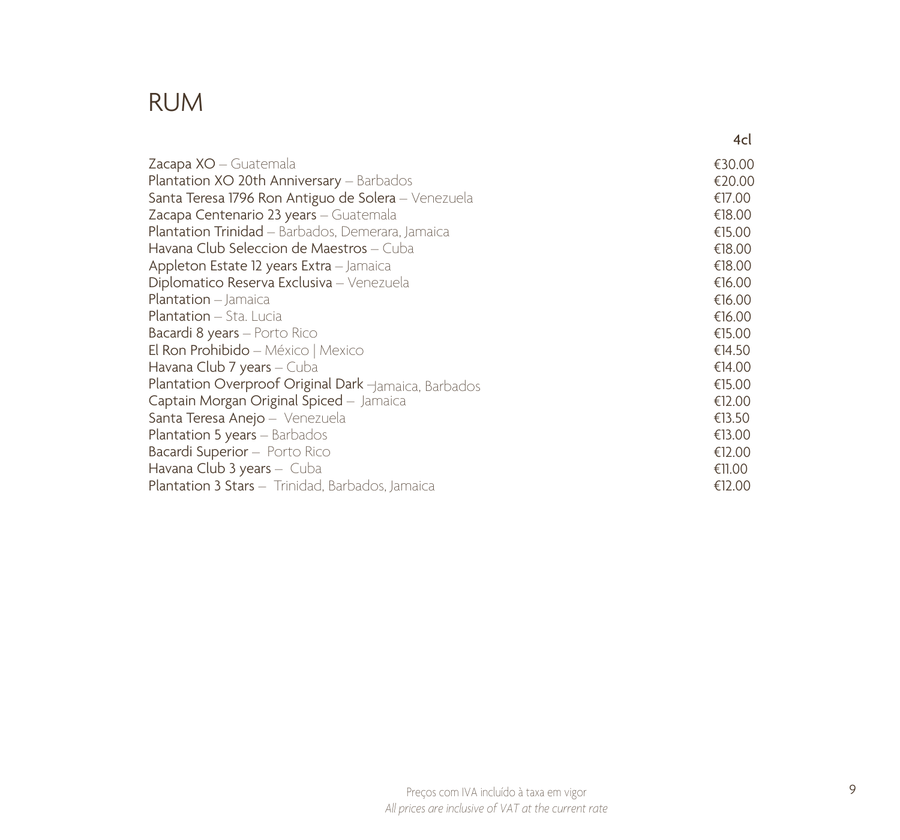# RUM

| | 4cl |
|---|---|
| Zacapa XO – Guatemala | €30.00 |
| Plantation XO 20th Anniversary – Barbados | €20.00 |
| Santa Teresa 1796 Ron Antiguo de Solera – Venezuela | €17.00 |
| Zacapa Centenario 23 years – Guatemala | €18.00 |
| Plantation Trinidad – Barbados, Demerara, Jamaica | €15.00 |
| Havana Club Seleccion de Maestros – Cuba | €18.00 |
| Appleton Estate 12 years Extra – Jamaica | €18.00 |
| Diplomatico Reserva Exclusiva – Venezuela | €16.00 |
| Plantation – Jamaica | €16.00 |
| Plantation – Sta. Lucia | €16.00 |
| Bacardi 8 years – Porto Rico | €15.00 |
| El Ron Prohibido – México \| Mexico | €14.50 |
| Havana Club 7 years – Cuba | €14.00 |
| Plantation Overproof Original Dark –Jamaica, Barbados | €15.00 |
| Captain Morgan Original Spiced – Jamaica | €12.00 |
| Santa Teresa Anejo – Venezuela | €13.50 |
| Plantation 5 years – Barbados | €13.00 |
| Bacardi Superior – Porto Rico | €12.00 |
| Havana Club 3 years – Cuba | €11.00 |
| Plantation 3 Stars – Trinidad, Barbados, Jamaica | €12.00 |

Preços com IVA incluído à taxa em vigor
*All prices are inclusive of VAT at the current rate*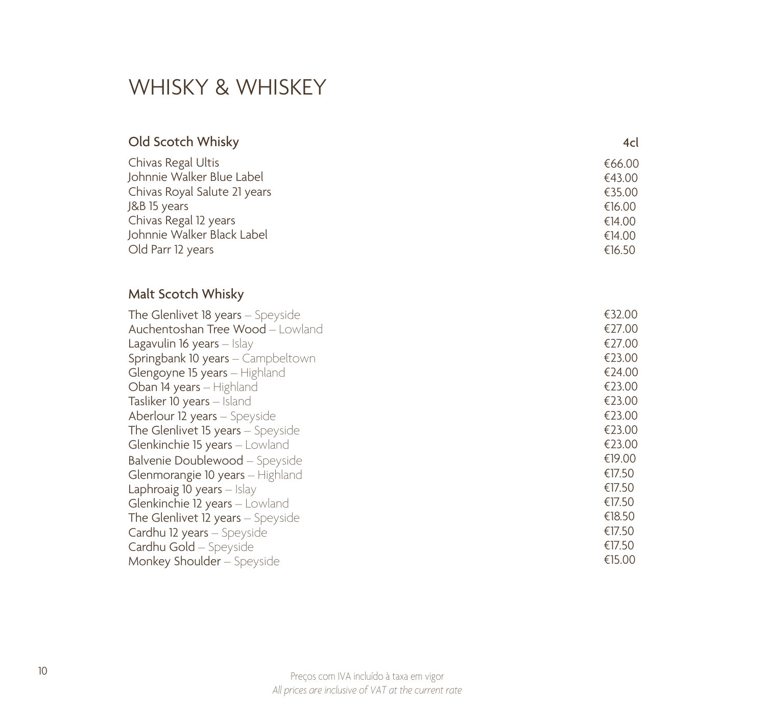# WHISKY & WHISKEY

## Old Scotch Whisky

| Old Scotch Whisky | 4cl |
|---|---|
| Chivas Regal Ultis | €66.00 |
| Johnnie Walker Blue Label | €43.00 |
| Chivas Royal Salute 21 years | €35.00 |
| J&B 15 years | €16.00 |
| Chivas Regal 12 years | €14.00 |
| Johnnie Walker Black Label | €14.00 |
| Old Parr 12 years | €16.50 |

## Malt Scotch Whisky

| Malt Scotch Whisky | |
|---|---|
| The Glenlivet 18 years – Speyside | €32.00 |
| Auchentoshan Tree Wood – Lowland | €27.00 |
| Lagavulin 16 years – Islay | €27.00 |
| Springbank 10 years – Campbeltown | €23.00 |
| Glengoyne 15 years – Highland | €24.00 |
| Oban 14 years – Highland | €23.00 |
| Tasliker 10 years – Island | €23.00 |
| Aberlour 12 years – Speyside | €23.00 |
| The Glenlivet 15 years – Speyside | €23.00 |
| Glenkinchie 15 years – Lowland | €23.00 |
| Balvenie Doublewood – Speyside | €19.00 |
| Glenmorangie 10 years – Highland | €17.50 |
| Laphroaig 10 years – Islay | €17.50 |
| Glenkinchie 12 years – Lowland | €17.50 |
| The Glenlivet 12 years – Speyside | €18.50 |
| Cardhu 12 years – Speyside | €17.50 |
| Cardhu Gold – Speyside | €17.50 |
| Monkey Shoulder – Speyside | €15.00 |

Preços com IVA incluído à taxa em vigor
*All prices are inclusive of VAT at the current rate*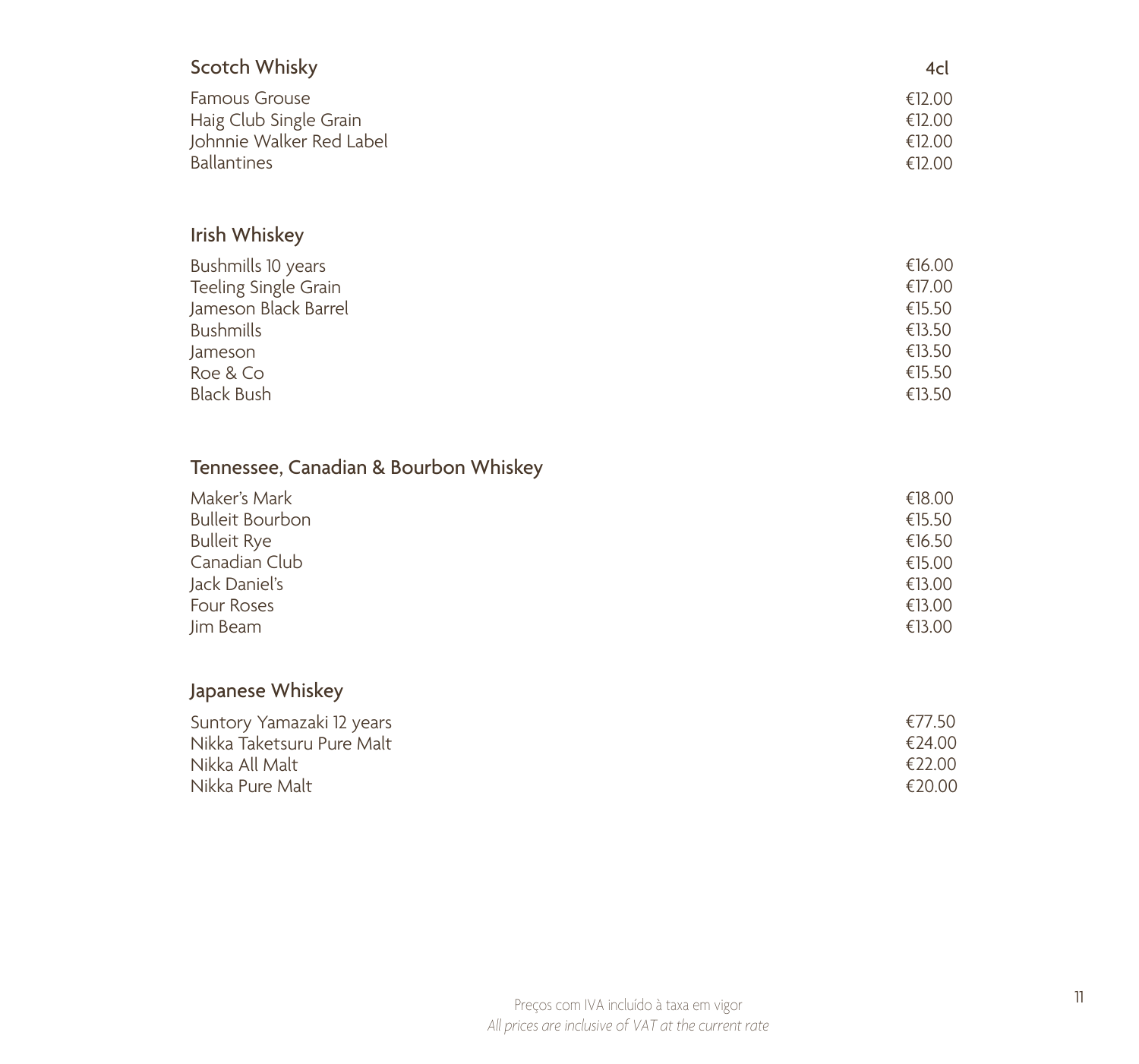## Scotch Whisky

| | 4cl |
|---|---|
| Famous Grouse | €12.00 |
| Haig Club Single Grain | €12.00 |
| Johnnie Walker Red Label | €12.00 |
| Ballantines | €12.00 |

## Irish Whiskey

| | |
|---|---|
| Bushmills 10 years | €16.00 |
| Teeling Single Grain | €17.00 |
| Jameson Black Barrel | €15.50 |
| Bushmills | €13.50 |
| Jameson | €13.50 |
| Roe & Co | €15.50 |
| Black Bush | €13.50 |

## Tennessee, Canadian & Bourbon Whiskey

| | |
|---|---|
| Maker's Mark | €18.00 |
| Bulleit Bourbon | €15.50 |
| Bulleit Rye | €16.50 |
| Canadian Club | €15.00 |
| Jack Daniel's | €13.00 |
| Four Roses | €13.00 |
| Jim Beam | €13.00 |

## Japanese Whiskey

| | |
|---|---|
| Suntory Yamazaki 12 years | €77.50 |
| Nikka Taketsuru Pure Malt | €24.00 |
| Nikka All Malt | €22.00 |
| Nikka Pure Malt | €20.00 |

Preços com IVA incluído à taxa em vigor
*All prices are inclusive of VAT at the current rate*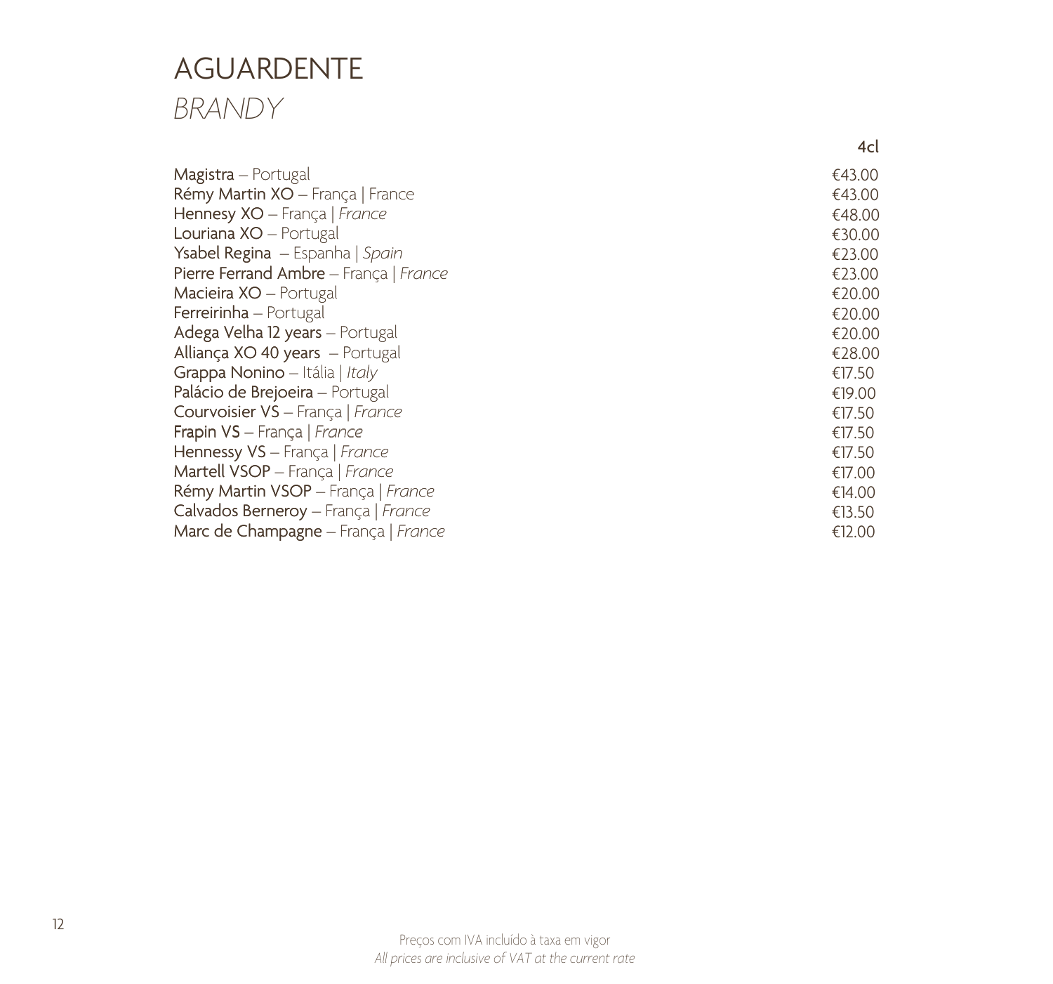# AGUARDENTE

## *BRANDY*

| | 4cl |
|---|---|
| **Magistra** – Portugal | €43.00 |
| **Rémy Martin XO** – França \| France | €43.00 |
| **Hennesy XO** – França \| *France* | €48.00 |
| **Louriana XO** – Portugal | €30.00 |
| **Ysabel Regina** – Espanha \| *Spain* | €23.00 |
| **Pierre Ferrand Ambre** – França \| *France* | €23.00 |
| **Macieira XO** – Portugal | €20.00 |
| **Ferreirinha** – Portugal | €20.00 |
| **Adega Velha 12 years** – Portugal | €20.00 |
| **Alliança XO 40 years** – Portugal | €28.00 |
| **Grappa Nonino** – Itália \| *Italy* | €17.50 |
| **Palácio de Brejoeira** – Portugal | €19.00 |
| **Courvoisier VS** – França \| *France* | €17.50 |
| **Frapin VS** – França \| *France* | €17.50 |
| **Hennessy VS** – França \| *France* | €17.50 |
| **Martell VSOP** – França \| *France* | €17.00 |
| **Rémy Martin VSOP** – França \| *France* | €14.00 |
| **Calvados Berneroy** – França \| *France* | €13.50 |
| **Marc de Champagne** – França \| *France* | €12.00 |

Preços com IVA incluído à taxa em vigor
*All prices are inclusive of VAT at the current rate*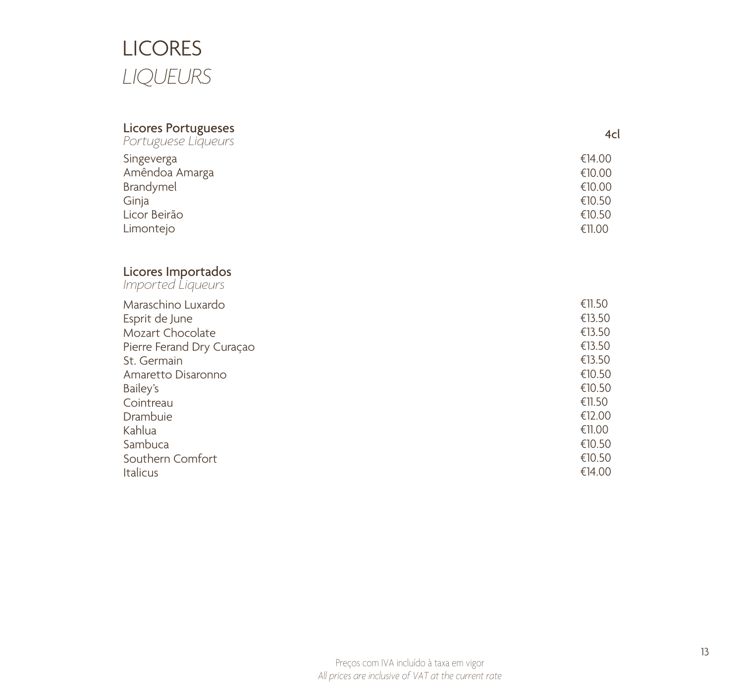# LICORES

*LIQUEURS*

## Licores Portugueses

*Portuguese Liqueurs*

| | 4cl |
|---|---|
| Singeverga | €14.00 |
| Amêndoa Amarga | €10.00 |
| Brandymel | €10.00 |
| Ginja | €10.50 |
| Licor Beirão | €10.50 |
| Limontejo | €11.00 |

## Licores Importados

*Imported Liqueurs*

| | |
|---|---|
| Maraschino Luxardo | €11.50 |
| Esprit de June | €13.50 |
| Mozart Chocolate | €13.50 |
| Pierre Ferand Dry Curaçao | €13.50 |
| St. Germain | €13.50 |
| Amaretto Disaronno | €10.50 |
| Bailey's | €10.50 |
| Cointreau | €11.50 |
| Drambuie | €12.00 |
| Kahlua | €11.00 |
| Sambuca | €10.50 |
| Southern Comfort | €10.50 |
| Italicus | €14.00 |

Preços com IVA incluído à taxa em vigor

*All prices are inclusive of VAT at the current rate*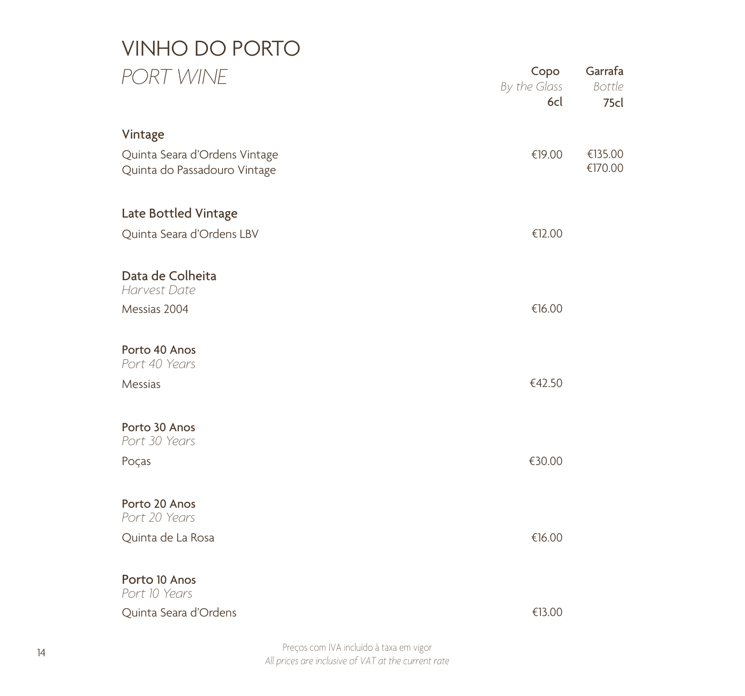# VINHO DO PORTO

## *PORT WINE*

| | Copo *By the Glass* 6cl | Garrafa *Bottle* 75cl |
|---|---|---|
| **Vintage** | | |
| Quinta Seara d'Ordens Vintage | €19.00 | €135.00 |
| Quinta do Passadouro Vintage | | €170.00 |
| **Late Bottled Vintage** | | |
| Quinta Seara d'Ordens LBV | €12.00 | |
| **Data de Colheita** *Harvest Date* | | |
| Messias 2004 | €16.00 | |
| **Porto 40 Anos** *Port 40 Years* | | |
| Messias | €42.50 | |
| **Porto 30 Anos** *Port 30 Years* | | |
| Poças | €30.00 | |
| **Porto 20 Anos** *Port 20 Years* | | |
| Quinta de La Rosa | €16.00 | |
| **Porto 10 Anos** *Port 10 Years* | | |
| Quinta Seara d'Ordens | €13.00 | |

Preços com IVA incluído à taxa em vigor
*All prices are inclusive of VAT at the current rate*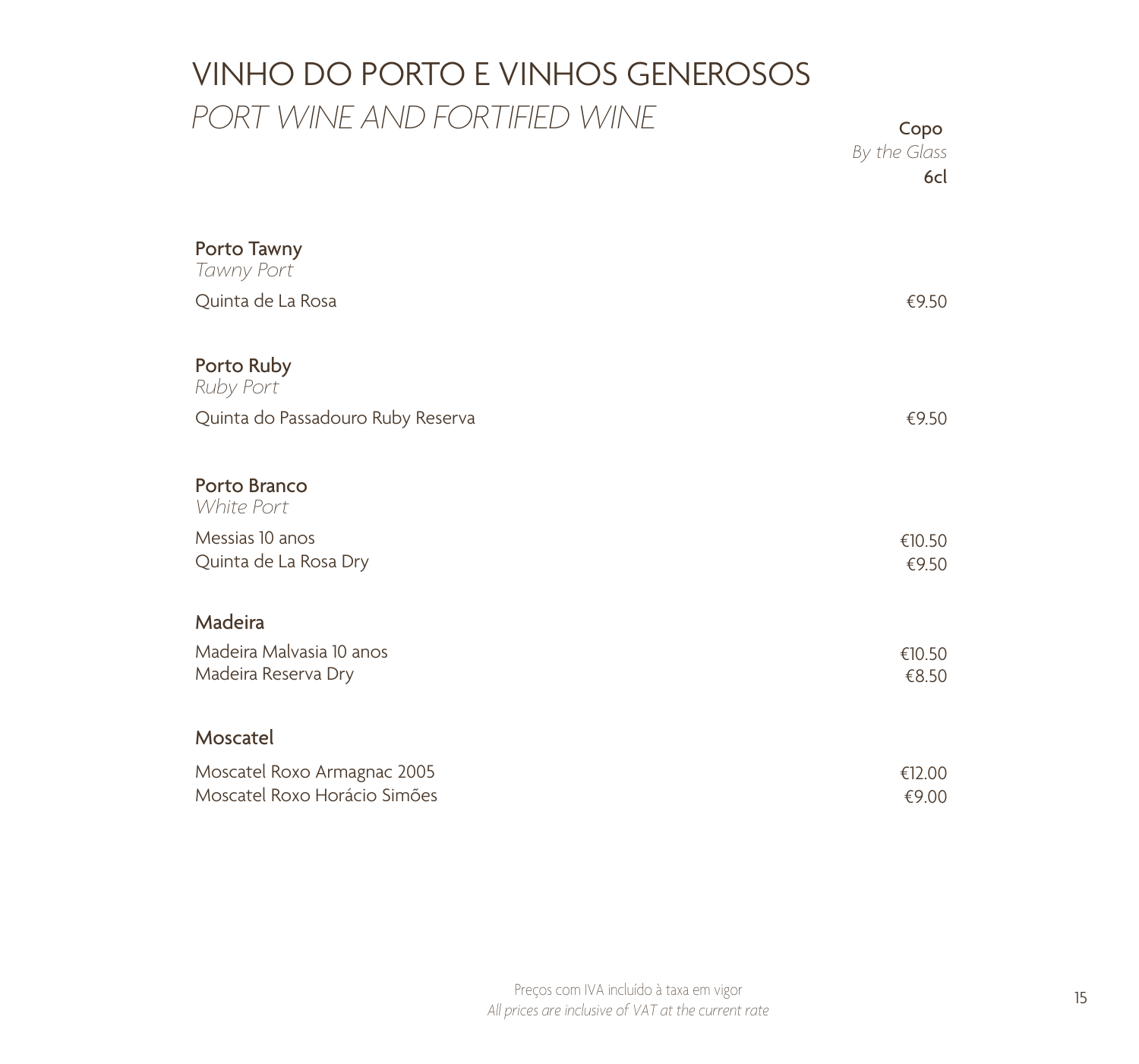# VINHO DO PORTO E VINHOS GENEROSOS

## *PORT WINE AND FORTIFIED WINE*

| | Copo<br>*By the Glass*<br>6cl |
|---|---|
| **Porto Tawny**<br>*Tawny Port* | |
| Quinta de La Rosa | €9.50 |
| **Porto Ruby**<br>*Ruby Port* | |
| Quinta do Passadouro Ruby Reserva | €9.50 |
| **Porto Branco**<br>*White Port* | |
| Messias 10 anos | €10.50 |
| Quinta de La Rosa Dry | €9.50 |
| **Madeira** | |
| Madeira Malvasia 10 anos | €10.50 |
| Madeira Reserva Dry | €8.50 |
| **Moscatel** | |
| Moscatel Roxo Armagnac 2005 | €12.00 |
| Moscatel Roxo Horácio Simões | €9.00 |

Preços com IVA incluído à taxa em vigor
*All prices are inclusive of VAT at the current rate*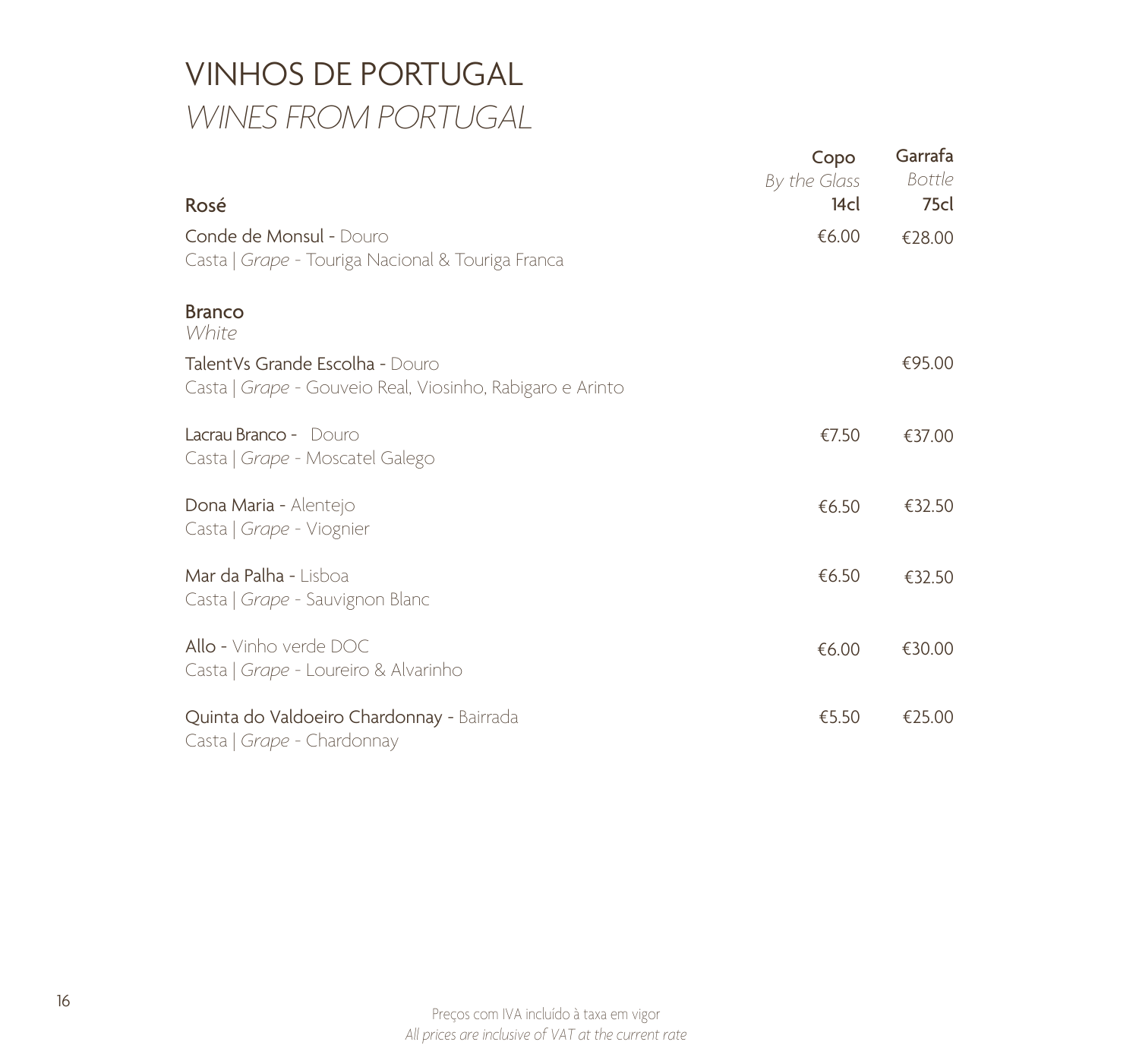# VINHOS DE PORTUGAL
## *WINES FROM PORTUGAL*

| | Copo *By the Glass* 14cl | Garrafa *Bottle* 75cl |
|---|---|---|
| **Rosé** | | |
| Conde de Monsul - Douro<br>Casta \| *Grape* - Touriga Nacional & Touriga Franca | €6.00 | €28.00 |
| **Branco** *White* | | |
| TalentVs Grande Escolha - Douro<br>Casta \| *Grape* - Gouveio Real, Viosinho, Rabigaro e Arinto | | €95.00 |
| Lacrau Branco - Douro<br>Casta \| *Grape* - Moscatel Galego | €7.50 | €37.00 |
| Dona Maria - Alentejo<br>Casta \| *Grape* - Viognier | €6.50 | €32.50 |
| Mar da Palha - Lisboa<br>Casta \| *Grape* - Sauvignon Blanc | €6.50 | €32.50 |
| Allo - Vinho verde DOC<br>Casta \| *Grape* - Loureiro & Alvarinho | €6.00 | €30.00 |
| Quinta do Valdoeiro Chardonnay - Bairrada<br>Casta \| *Grape* - Chardonnay | €5.50 | €25.00 |

Preços com IVA incluído à taxa em vigor
*All prices are inclusive of VAT at the current rate*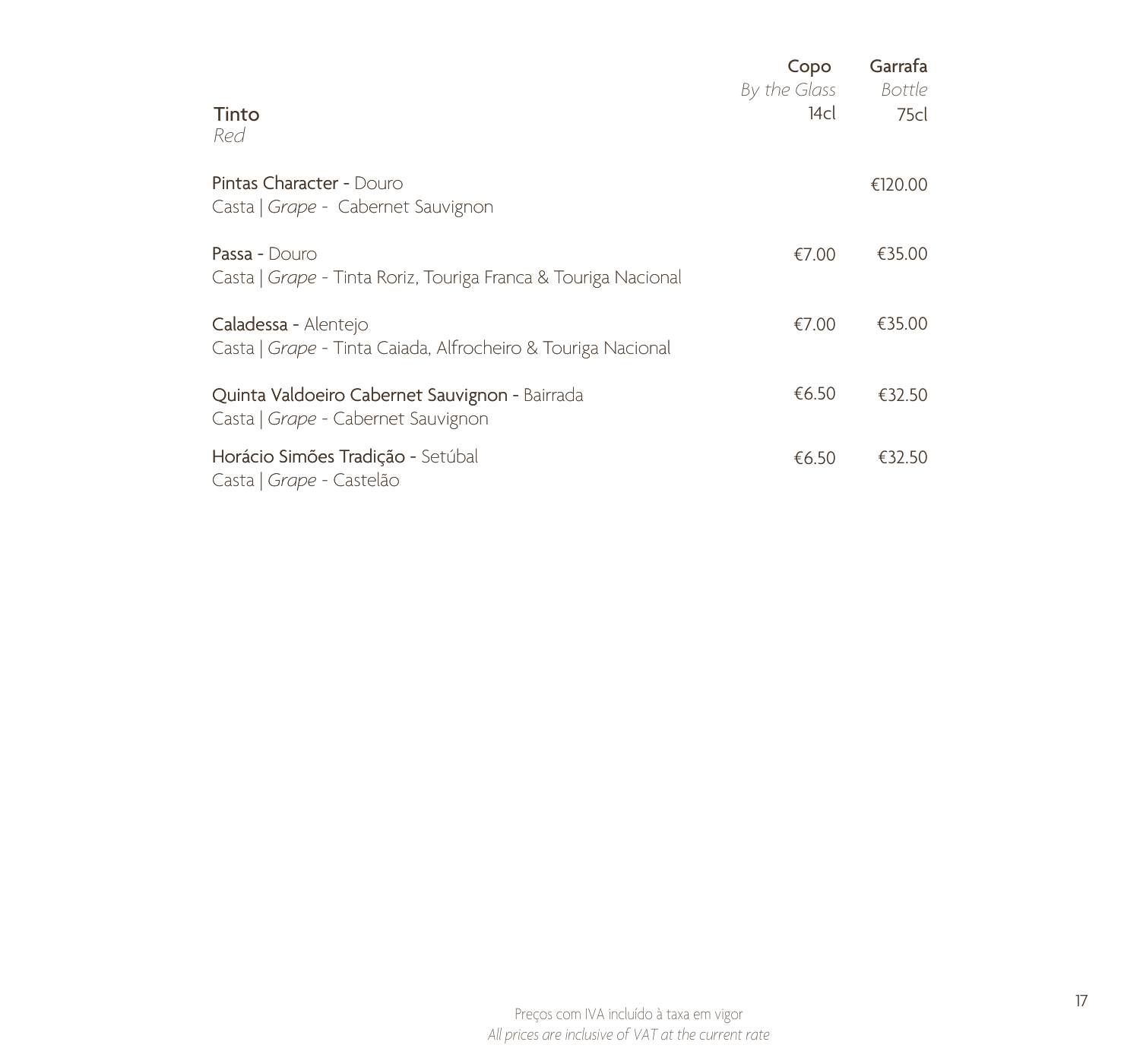| **Tinto**<br>*Red* | **Copo**<br>*By the Glass*<br>14cl | **Garrafa**<br>*Bottle*<br>75cl |
|---|---|---|
| **Pintas Character** - Douro<br>Casta \| *Grape* - Cabernet Sauvignon | | €120.00 |
| **Passa** - Douro<br>Casta \| *Grape* - Tinta Roriz, Touriga Franca & Touriga Nacional | €7.00 | €35.00 |
| **Caladessa** - Alentejo<br>Casta \| *Grape* - Tinta Caiada, Alfrocheiro & Touriga Nacional | €7.00 | €35.00 |
| **Quinta Valdoeiro Cabernet Sauvignon** - Bairrada<br>Casta \| *Grape* - Cabernet Sauvignon | €6.50 | €32.50 |
| **Horácio Simões Tradição** - Setúbal<br>Casta \| *Grape* - Castelão | €6.50 | €32.50 |

Preços com IVA incluído à taxa em vigor
*All prices are inclusive of VAT at the current rate*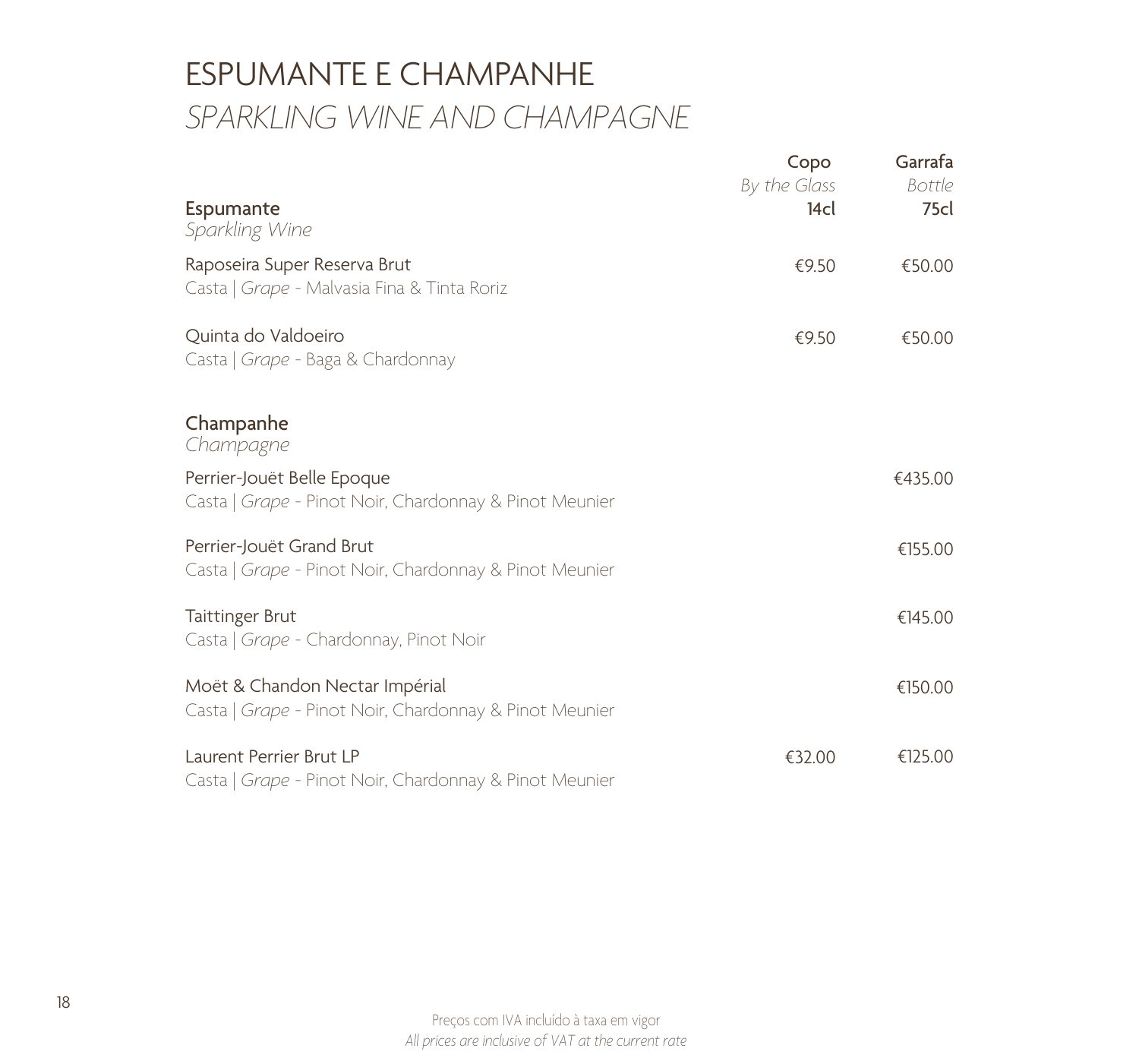# ESPUMANTE E CHAMPANHE
## *SPARKLING WINE AND CHAMPAGNE*

| | **Copo** *By the Glass* **14cl** | **Garrafa** *Bottle* **75cl** |
|---|---|---|
| **Espumante** *Sparkling Wine* | | |
| Raposeira Super Reserva Brut<br>Casta \| *Grape* - Malvasia Fina & Tinta Roriz | €9.50 | €50.00 |
| Quinta do Valdoeiro<br>Casta \| *Grape* - Baga & Chardonnay | €9.50 | €50.00 |
| **Champanhe** *Champagne* | | |
| Perrier-Jouët Belle Epoque<br>Casta \| *Grape* - Pinot Noir, Chardonnay & Pinot Meunier | | €435.00 |
| Perrier-Jouët Grand Brut<br>Casta \| *Grape* - Pinot Noir, Chardonnay & Pinot Meunier | | €155.00 |
| Taittinger Brut<br>Casta \| *Grape* - Chardonnay, Pinot Noir | | €145.00 |
| Moët & Chandon Nectar Impérial<br>Casta \| *Grape* - Pinot Noir, Chardonnay & Pinot Meunier | | €150.00 |
| Laurent Perrier Brut LP<br>Casta \| *Grape* - Pinot Noir, Chardonnay & Pinot Meunier | €32.00 | €125.00 |

Preços com IVA incluído à taxa em vigor
*All prices are inclusive of VAT at the current rate*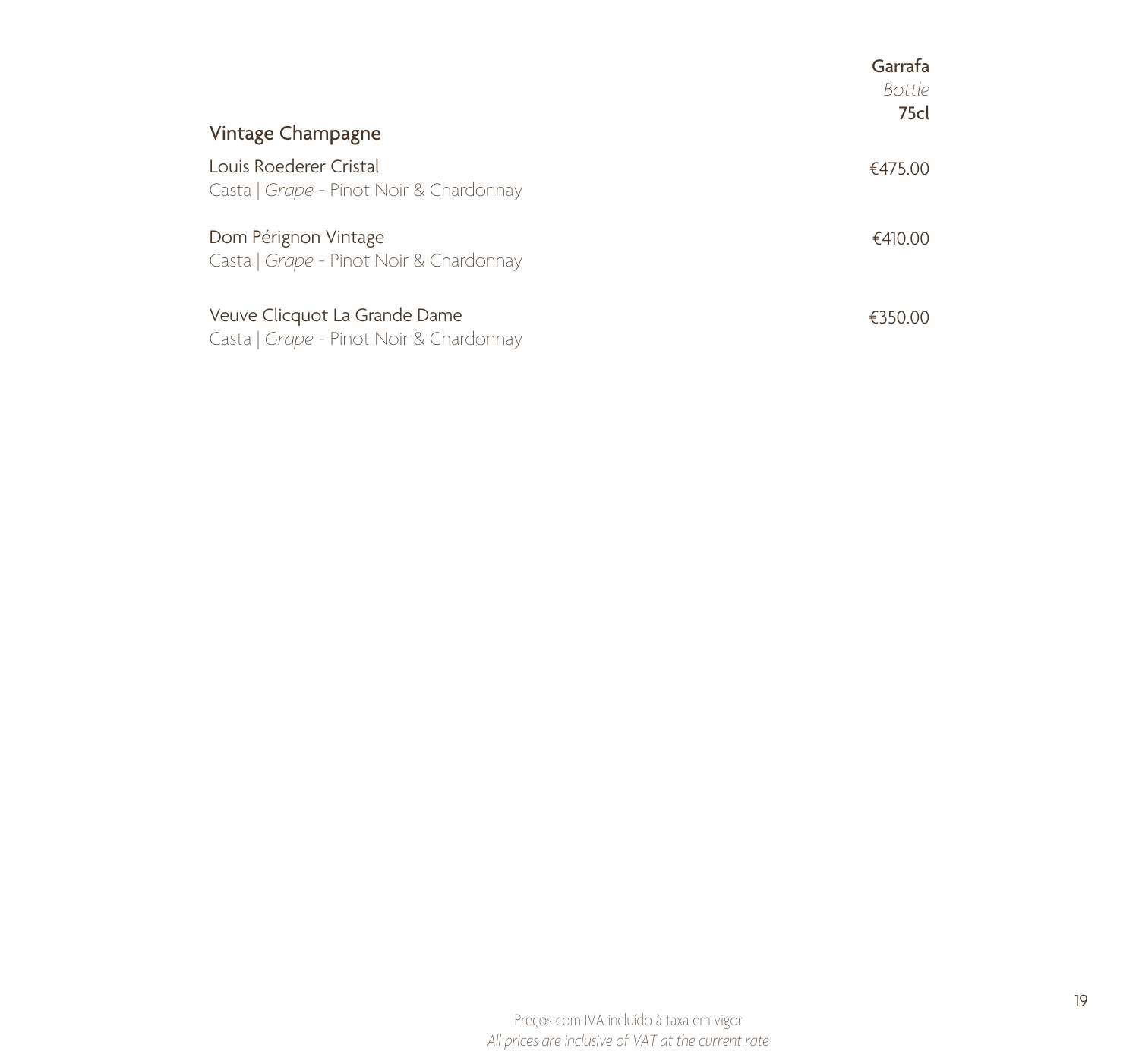## Vintage Champagne

| | Garrafa *Bottle* 75cl |
|---|---|
| Louis Roederer Cristal<br>Casta \| *Grape* - Pinot Noir & Chardonnay | €475.00 |
| Dom Pérignon Vintage<br>Casta \| *Grape* - Pinot Noir & Chardonnay | €410.00 |
| Veuve Clicquot La Grande Dame<br>Casta \| *Grape* - Pinot Noir & Chardonnay | €350.00 |

Preços com IVA incluído à taxa em vigor
*All prices are inclusive of VAT at the current rate*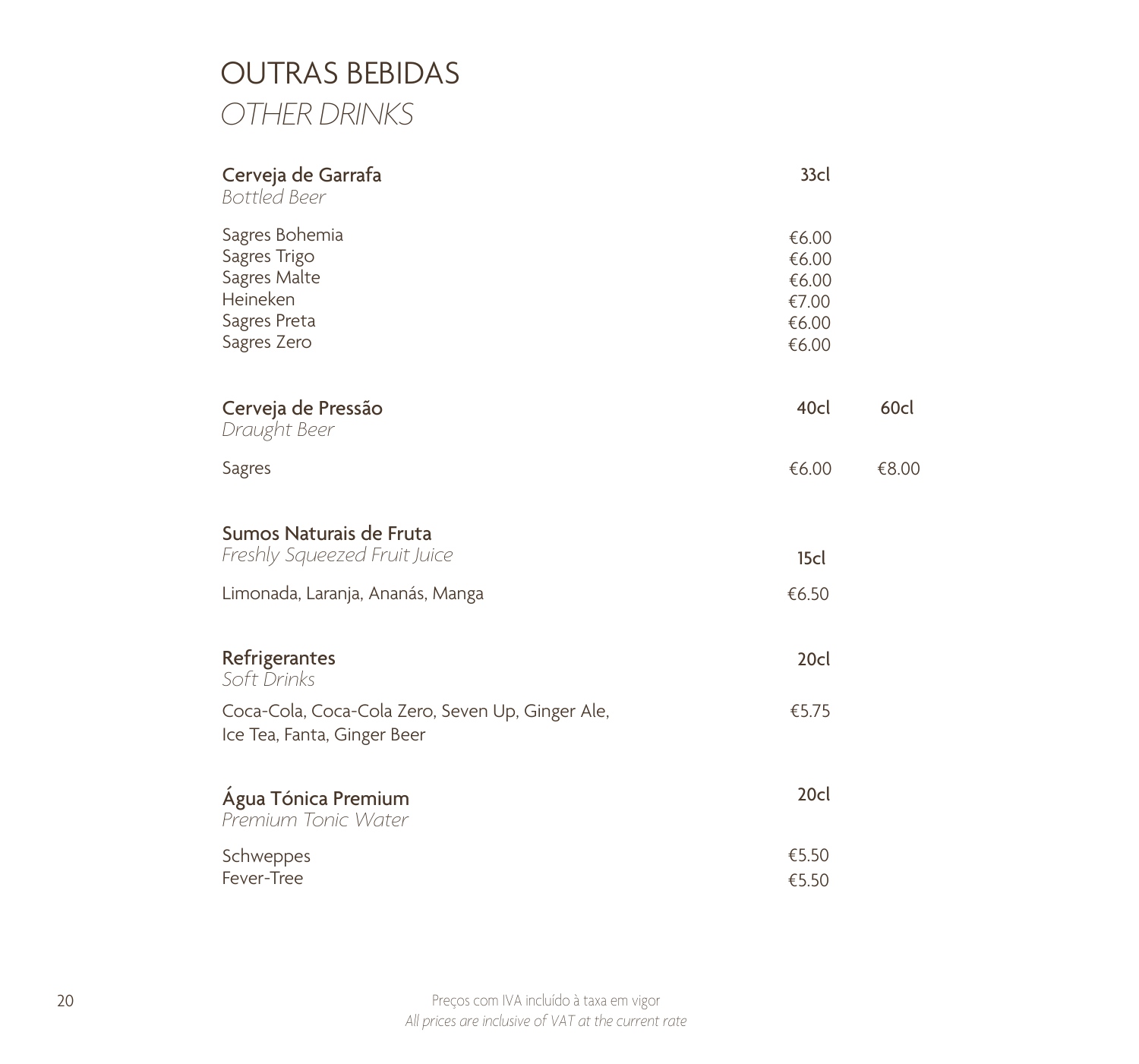# OUTRAS BEBIDAS

*OTHER DRINKS*

| **Cerveja de Garrafa** *Bottled Beer* | **33cl** |
|---|---|
| Sagres Bohemia | €6.00 |
| Sagres Trigo | €6.00 |
| Sagres Malte | €6.00 |
| Heineken | €7.00 |
| Sagres Preta | €6.00 |
| Sagres Zero | €6.00 |

| **Cerveja de Pressão** *Draught Beer* | **40cl** | **60cl** |
|---|---|---|
| Sagres | €6.00 | €8.00 |

| **Sumos Naturais de Fruta** *Freshly Squeezed Fruit Juice* | **15cl** |
|---|---|
| Limonada, Laranja, Ananás, Manga | €6.50 |

| **Refrigerantes** *Soft Drinks* | **20cl** |
|---|---|
| Coca-Cola, Coca-Cola Zero, Seven Up, Ginger Ale, Ice Tea, Fanta, Ginger Beer | €5.75 |

| **Água Tónica Premium** *Premium Tonic Water* | **20cl** |
|---|---|
| Schweppes | €5.50 |
| Fever-Tree | €5.50 |

Preços com IVA incluído à taxa em vigor
*All prices are inclusive of VAT at the current rate*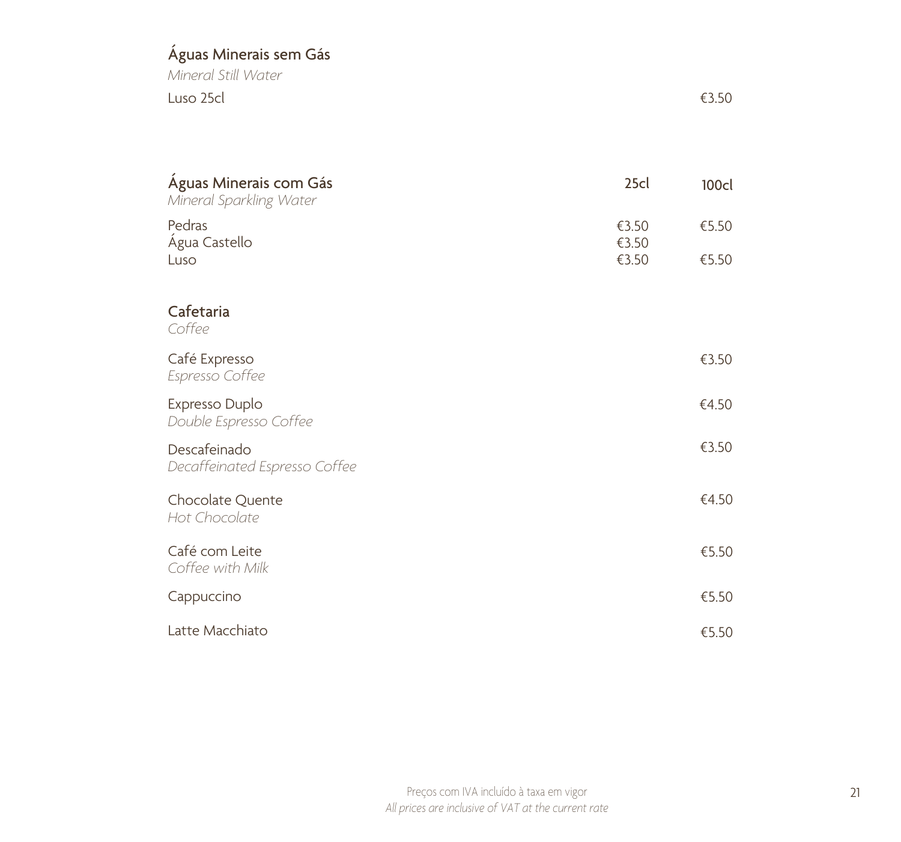## Águas Minerais sem Gás

*Mineral Still Water*

| | |
|---|---|
| Luso 25cl | €3.50 |

## Águas Minerais com Gás

*Mineral Sparkling Water*

| | 25cl | 100cl |
|---|---|---|
| Pedras | €3.50 | €5.50 |
| Água Castello | €3.50 | |
| Luso | €3.50 | €5.50 |

## Cafetaria

*Coffee*

| | |
|---|---|
| Café Expresso<br>*Espresso Coffee* | €3.50 |
| Expresso Duplo<br>*Double Espresso Coffee* | €4.50 |
| Descafeinado<br>*Decaffeinated Espresso Coffee* | €3.50 |
| Chocolate Quente<br>*Hot Chocolate* | €4.50 |
| Café com Leite<br>*Coffee with Milk* | €5.50 |
| Cappuccino | €5.50 |
| Latte Macchiato | €5.50 |

Preços com IVA incluído à taxa em vigor
*All prices are inclusive of VAT at the current rate*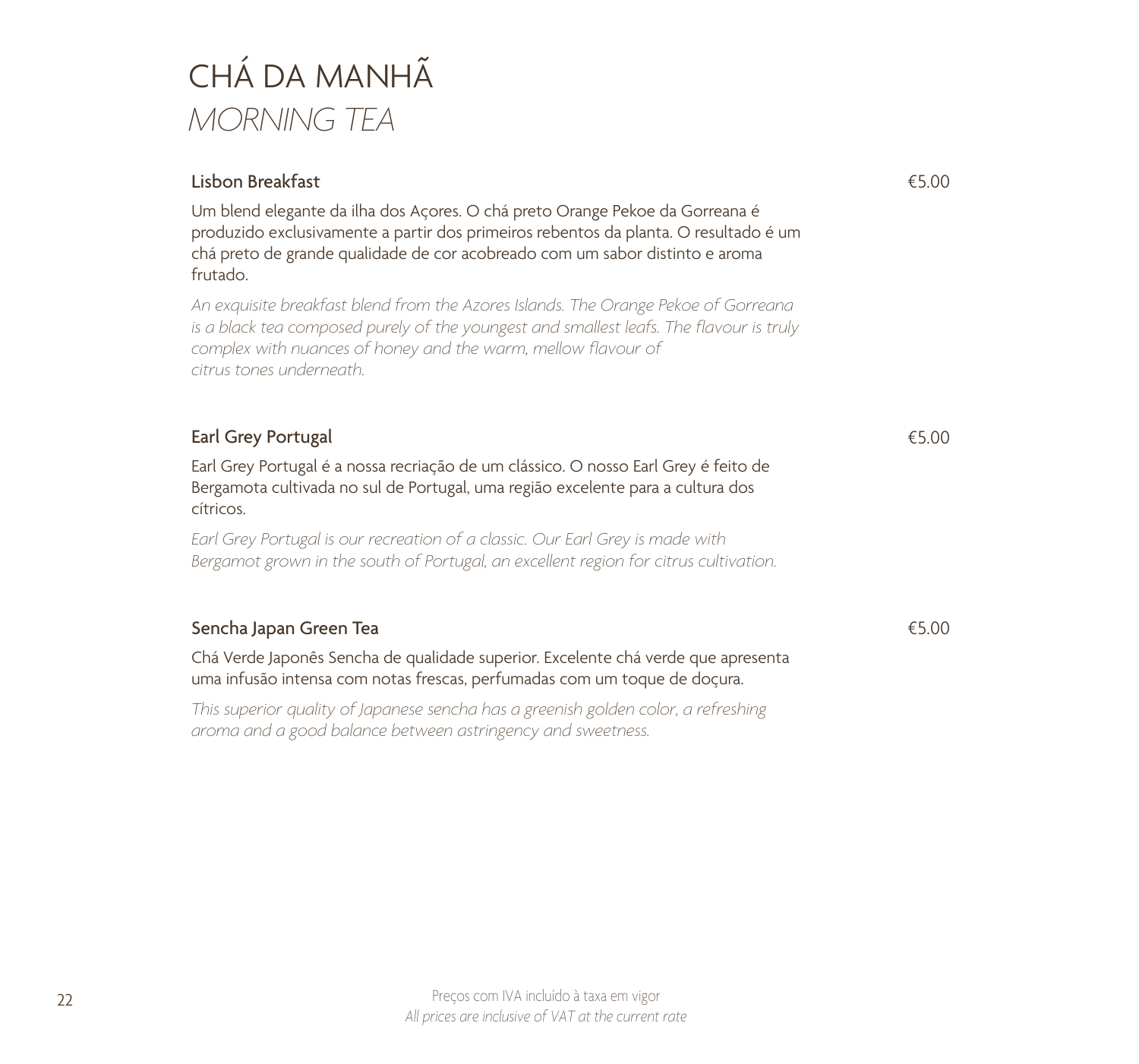# CHÁ DA MANHÃ
## *MORNING TEA*

**Lisbon Breakfast** €5.00

Um blend elegante da ilha dos Açores. O chá preto Orange Pekoe da Gorreana é produzido exclusivamente a partir dos primeiros rebentos da planta. O resultado é um chá preto de grande qualidade de cor acobreado com um sabor distinto e aroma frutado.

*An exquisite breakfast blend from the Azores Islands. The Orange Pekoe of Gorreana is a black tea composed purely of the youngest and smallest leafs. The flavour is truly complex with nuances of honey and the warm, mellow flavour of citrus tones underneath.*

**Earl Grey Portugal** €5.00

Earl Grey Portugal é a nossa recriação de um clássico. O nosso Earl Grey é feito de Bergamota cultivada no sul de Portugal, uma região excelente para a cultura dos cítricos.

*Earl Grey Portugal is our recreation of a classic. Our Earl Grey is made with Bergamot grown in the south of Portugal, an excellent region for citrus cultivation.*

**Sencha Japan Green Tea** €5.00

Chá Verde Japonês Sencha de qualidade superior. Excelente chá verde que apresenta uma infusão intensa com notas frescas, perfumadas com um toque de doçura.

*This superior quality of Japanese sencha has a greenish golden color, a refreshing aroma and a good balance between astringency and sweetness.*

Preços com IVA incluído à taxa em vigor
*All prices are inclusive of VAT at the current rate*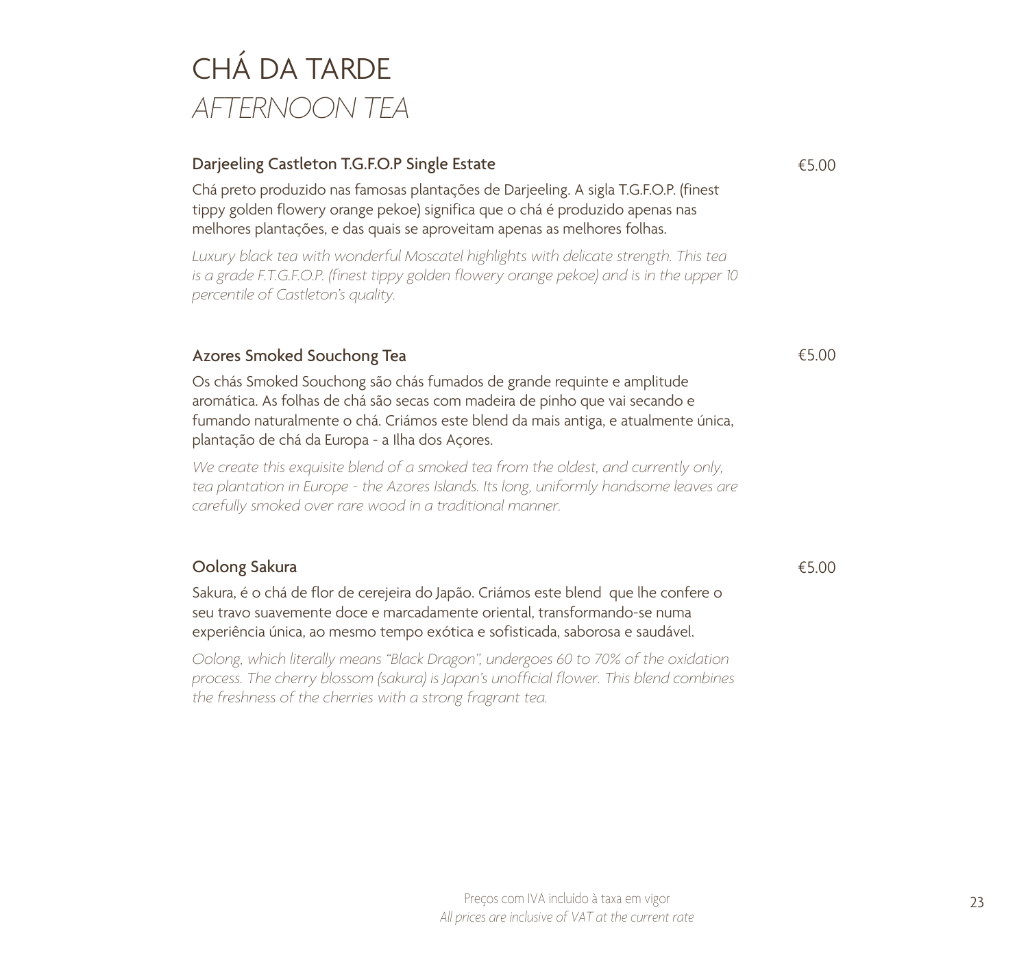# CHÁ DA TARDE

## *AFTERNOON TEA*

### Darjeeling Castleton T.G.F.O.P Single Estate — €5.00

Chá preto produzido nas famosas plantações de Darjeeling. A sigla T.G.F.O.P. (finest tippy golden flowery orange pekoe) significa que o chá é produzido apenas nas melhores plantações, e das quais se aproveitam apenas as melhores folhas.

*Luxury black tea with wonderful Moscatel highlights with delicate strength. This tea is a grade F.T.G.F.O.P. (finest tippy golden flowery orange pekoe) and is in the upper 10 percentile of Castleton's quality.*

### Azores Smoked Souchong Tea — €5.00

Os chás Smoked Souchong são chás fumados de grande requinte e amplitude aromática. As folhas de chá são secas com madeira de pinho que vai secando e fumando naturalmente o chá. Criámos este blend da mais antiga, e atualmente única, plantação de chá da Europa - a Ilha dos Açores.

*We create this exquisite blend of a smoked tea from the oldest, and currently only, tea plantation in Europe - the Azores Islands. Its long, uniformly handsome leaves are carefully smoked over rare wood in a traditional manner.*

### Oolong Sakura — €5.00

Sakura, é o chá de flor de cerejeira do Japão. Criámos este blend que lhe confere o seu travo suavemente doce e marcadamente oriental, transformando-se numa experiência única, ao mesmo tempo exótica e sofisticada, saborosa e saudável.

*Oolong, which literally means "Black Dragon", undergoes 60 to 70% of the oxidation process. The cherry blossom (sakura) is Japan's unofficial flower. This blend combines the freshness of the cherries with a strong fragrant tea.*

Preços com IVA incluído à taxa em vigor
*All prices are inclusive of VAT at the current rate*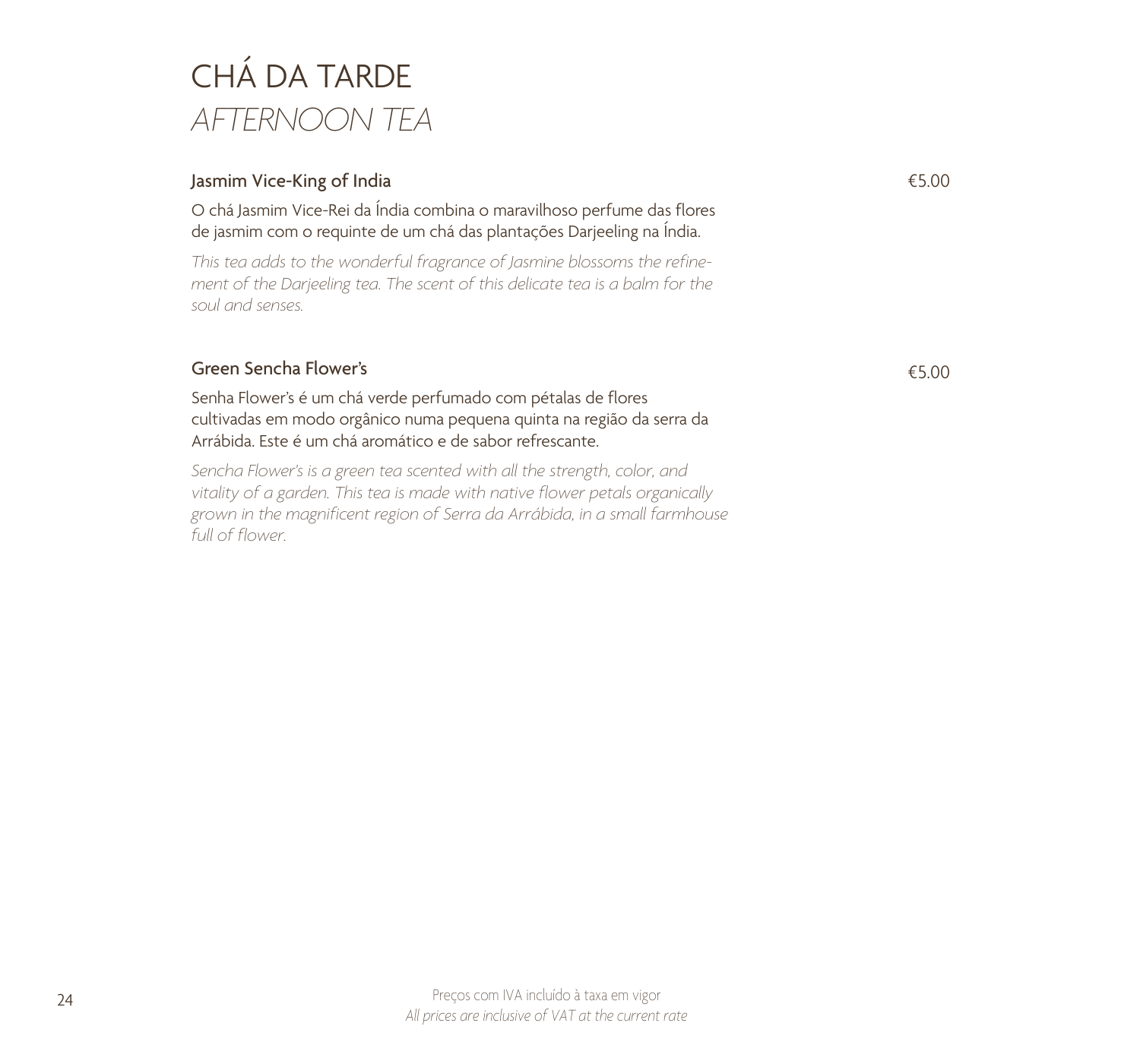# CHÁ DA TARDE

# *AFTERNOON TEA*

### Jasmim Vice-King of India — €5.00

O chá Jasmim Vice-Rei da Índia combina o maravilhoso perfume das flores de jasmim com o requinte de um chá das plantações Darjeeling na Índia.

*This tea adds to the wonderful fragrance of Jasmine blossoms the refinement of the Darjeeling tea. The scent of this delicate tea is a balm for the soul and senses.*

### Green Sencha Flower's — €5.00

Senha Flower's é um chá verde perfumado com pétalas de flores cultivadas em modo orgânico numa pequena quinta na região da serra da Arrábida. Este é um chá aromático e de sabor refrescante.

*Sencha Flower's is a green tea scented with all the strength, color, and vitality of a garden. This tea is made with native flower petals organically grown in the magnificent region of Serra da Arrábida, in a small farmhouse full of flower.*

Preços com IVA incluído à taxa em vigor
*All prices are inclusive of VAT at the current rate*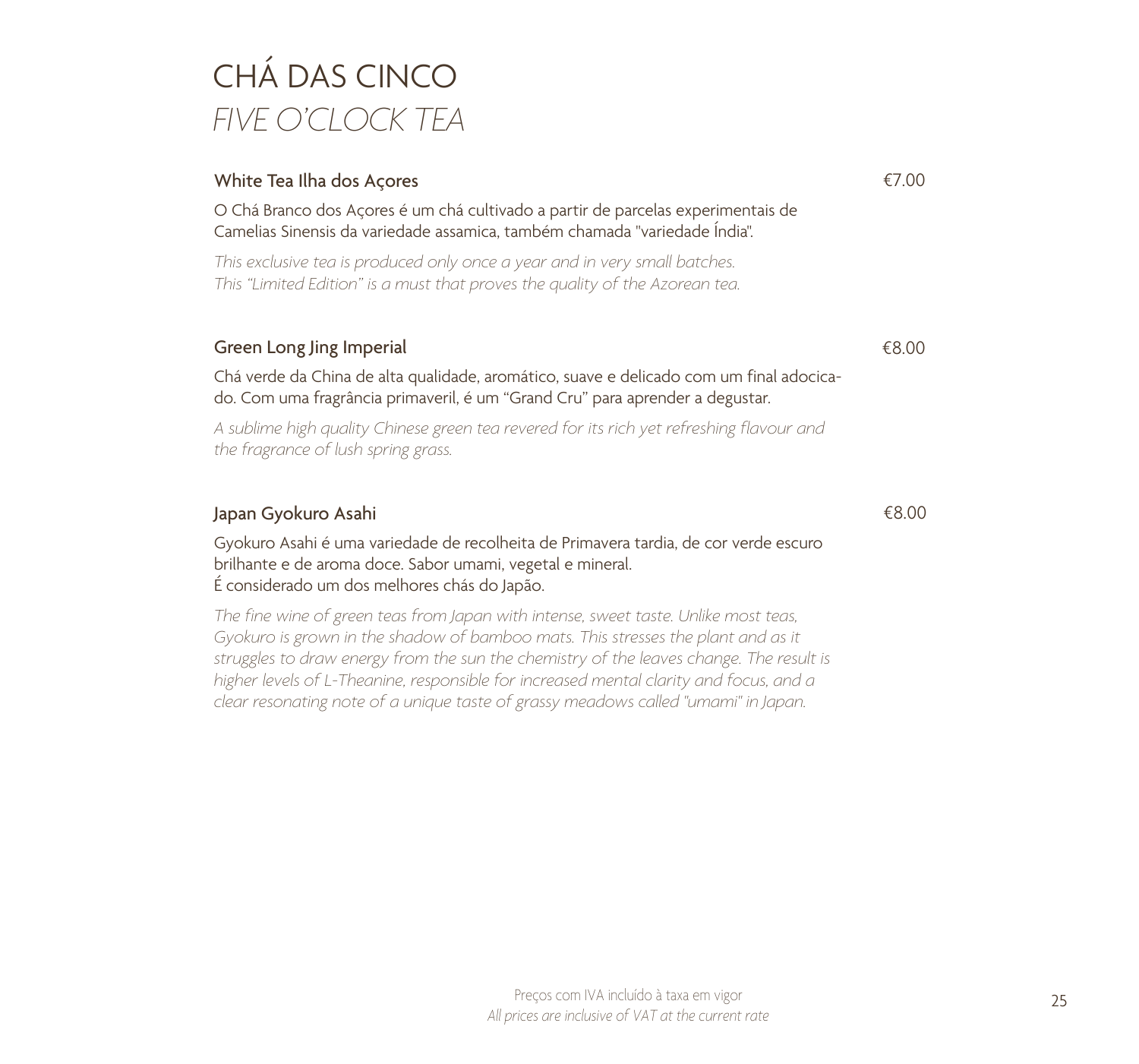# CHÁ DAS CINCO
# *FIVE O'CLOCK TEA*

**White Tea Ilha dos Açores** — €7.00

O Chá Branco dos Açores é um chá cultivado a partir de parcelas experimentais de Camelias Sinensis da variedade assamica, também chamada "variedade Índia".

*This exclusive tea is produced only once a year and in very small batches. This "Limited Edition" is a must that proves the quality of the Azorean tea.*

**Green Long Jing Imperial** — €8.00

Chá verde da China de alta qualidade, aromático, suave e delicado com um final adocicado. Com uma fragrância primaveril, é um "Grand Cru" para aprender a degustar.

*A sublime high quality Chinese green tea revered for its rich yet refreshing flavour and the fragrance of lush spring grass.*

**Japan Gyokuro Asahi** — €8.00

Gyokuro Asahi é uma variedade de recolheita de Primavera tardia, de cor verde escuro brilhante e de aroma doce. Sabor umami, vegetal e mineral.
É considerado um dos melhores chás do Japão.

*The fine wine of green teas from Japan with intense, sweet taste. Unlike most teas, Gyokuro is grown in the shadow of bamboo mats. This stresses the plant and as it struggles to draw energy from the sun the chemistry of the leaves change. The result is higher levels of L-Theanine, responsible for increased mental clarity and focus, and a clear resonating note of a unique taste of grassy meadows called "umami" in Japan.*

Preços com IVA incluído à taxa em vigor
*All prices are inclusive of VAT at the current rate*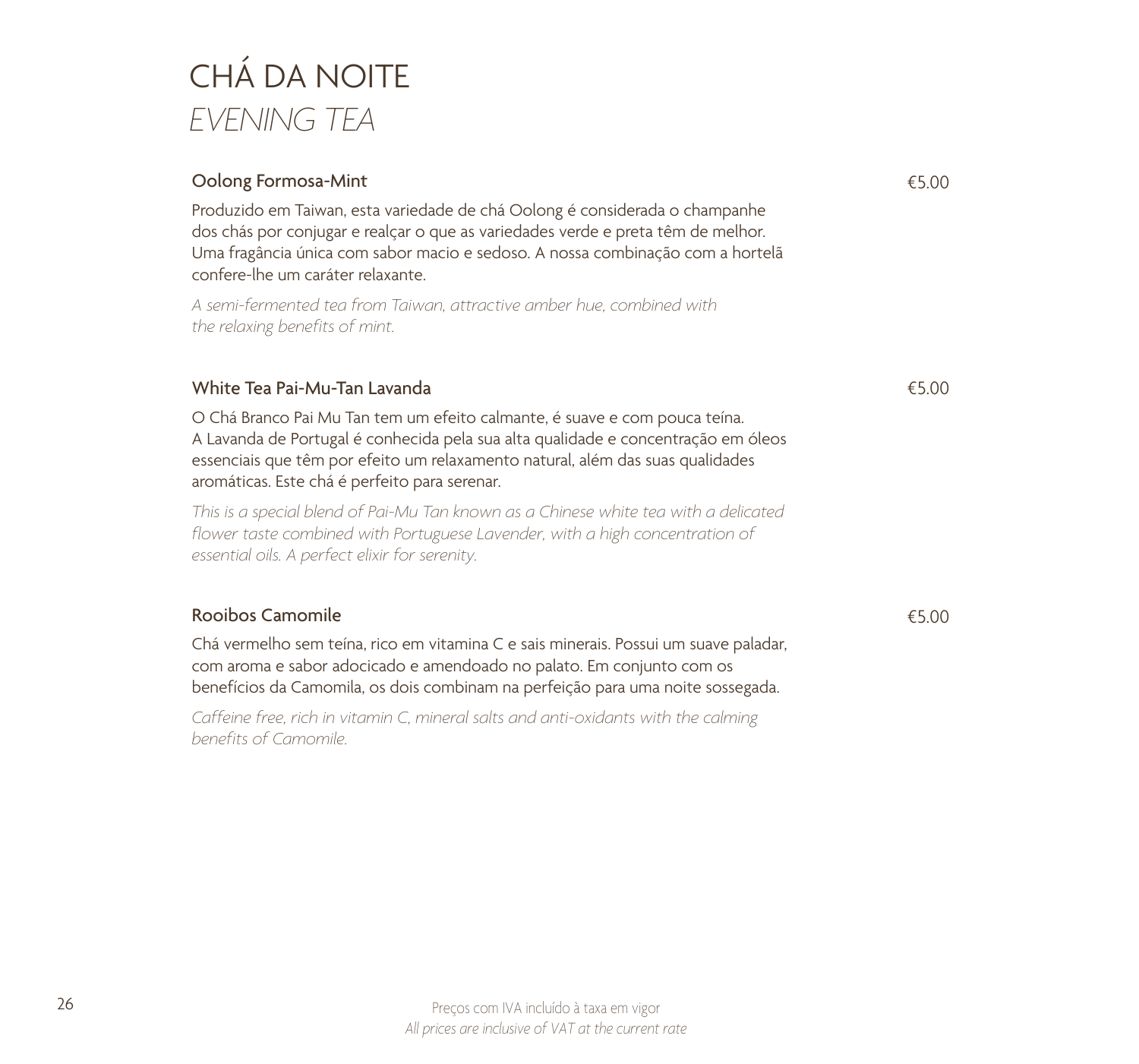# CHÁ DA NOITE

*EVENING TEA*

**Oolong Formosa-Mint** €5.00

Produzido em Taiwan, esta variedade de chá Oolong é considerada o champanhe dos chás por conjugar e realçar o que as variedades verde e preta têm de melhor. Uma fragância única com sabor macio e sedoso. A nossa combinação com a hortelã confere-lhe um caráter relaxante.

*A semi-fermented tea from Taiwan, attractive amber hue, combined with the relaxing benefits of mint.*

**White Tea Pai-Mu-Tan Lavanda** €5.00

O Chá Branco Pai Mu Tan tem um efeito calmante, é suave e com pouca teína. A Lavanda de Portugal é conhecida pela sua alta qualidade e concentração em óleos essenciais que têm por efeito um relaxamento natural, além das suas qualidades aromáticas. Este chá é perfeito para serenar.

*This is a special blend of Pai-Mu Tan known as a Chinese white tea with a delicated flower taste combined with Portuguese Lavender, with a high concentration of essential oils. A perfect elixir for serenity.*

**Rooibos Camomile** €5.00

Chá vermelho sem teína, rico em vitamina C e sais minerais. Possui um suave paladar, com aroma e sabor adocicado e amendoado no palato. Em conjunto com os benefícios da Camomila, os dois combinam na perfeição para uma noite sossegada.

*Caffeine free, rich in vitamin C, mineral salts and anti-oxidants with the calming benefits of Camomile.*

Preços com IVA incluído à taxa em vigor

*All prices are inclusive of VAT at the current rate*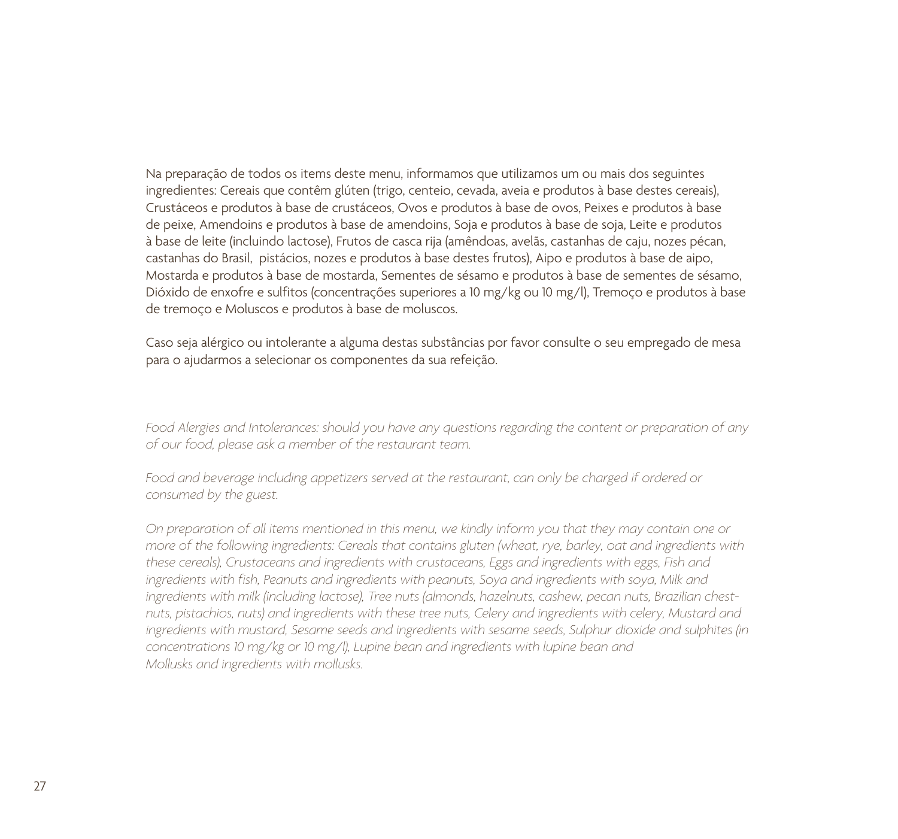Na preparação de todos os items deste menu, informamos que utilizamos um ou mais dos seguintes ingredientes: Cereais que contêm glúten (trigo, centeio, cevada, aveia e produtos à base destes cereais), Crustáceos e produtos à base de crustáceos, Ovos e produtos à base de ovos, Peixes e produtos à base de peixe, Amendoins e produtos à base de amendoins, Soja e produtos à base de soja, Leite e produtos à base de leite (incluindo lactose), Frutos de casca rija (amêndoas, avelãs, castanhas de caju, nozes pécan, castanhas do Brasil, pistácios, nozes e produtos à base destes frutos), Aipo e produtos à base de aipo, Mostarda e produtos à base de mostarda, Sementes de sésamo e produtos à base de sementes de sésamo, Dióxido de enxofre e sulfitos (concentrações superiores a 10 mg/kg ou 10 mg/l), Tremoço e produtos à base de tremoço e Moluscos e produtos à base de moluscos.

Caso seja alérgico ou intolerante a alguma destas substâncias por favor consulte o seu empregado de mesa para o ajudarmos a selecionar os componentes da sua refeição.

*Food Alergies and Intolerances: should you have any questions regarding the content or preparation of any of our food, please ask a member of the restaurant team.*

*Food and beverage including appetizers served at the restaurant, can only be charged if ordered or consumed by the guest.*

*On preparation of all items mentioned in this menu, we kindly inform you that they may contain one or more of the following ingredients: Cereals that contains gluten (wheat, rye, barley, oat and ingredients with these cereals), Crustaceans and ingredients with crustaceans, Eggs and ingredients with eggs, Fish and ingredients with fish, Peanuts and ingredients with peanuts, Soya and ingredients with soya, Milk and ingredients with milk (including lactose), Tree nuts (almonds, hazelnuts, cashew, pecan nuts, Brazilian chest-nuts, pistachios, nuts) and ingredients with these tree nuts, Celery and ingredients with celery, Mustard and ingredients with mustard, Sesame seeds and ingredients with sesame seeds, Sulphur dioxide and sulphites (in concentrations 10 mg/kg or 10 mg/l), Lupine bean and ingredients with lupine bean and Mollusks and ingredients with mollusks.*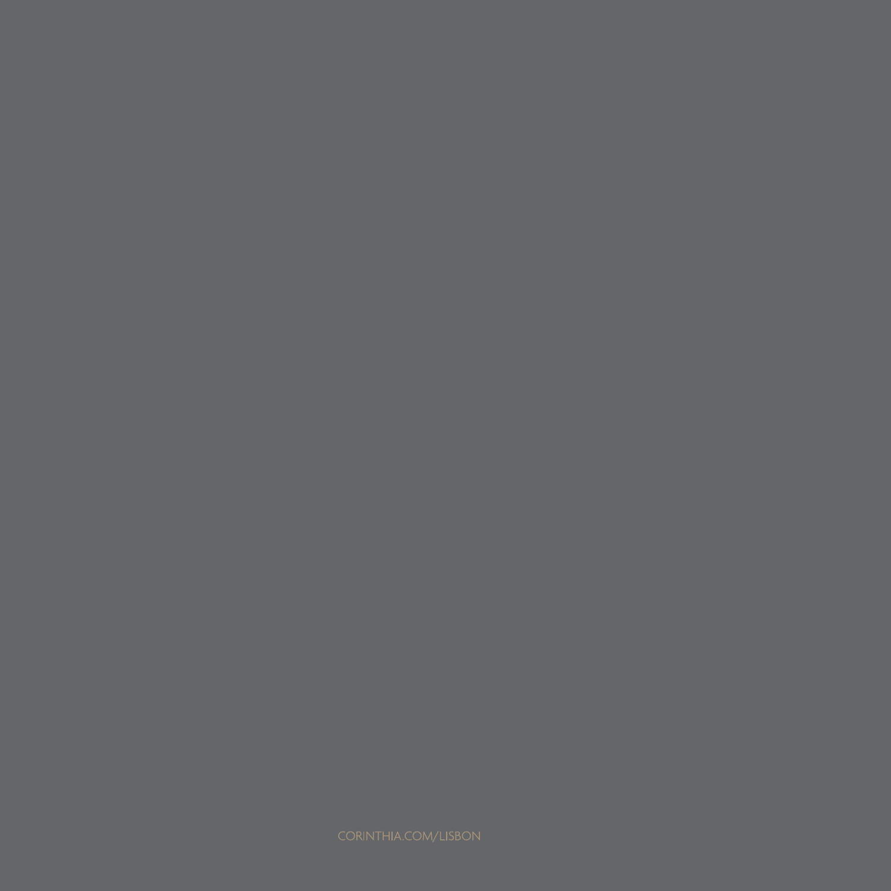CORINTHIA.COM/LISBON